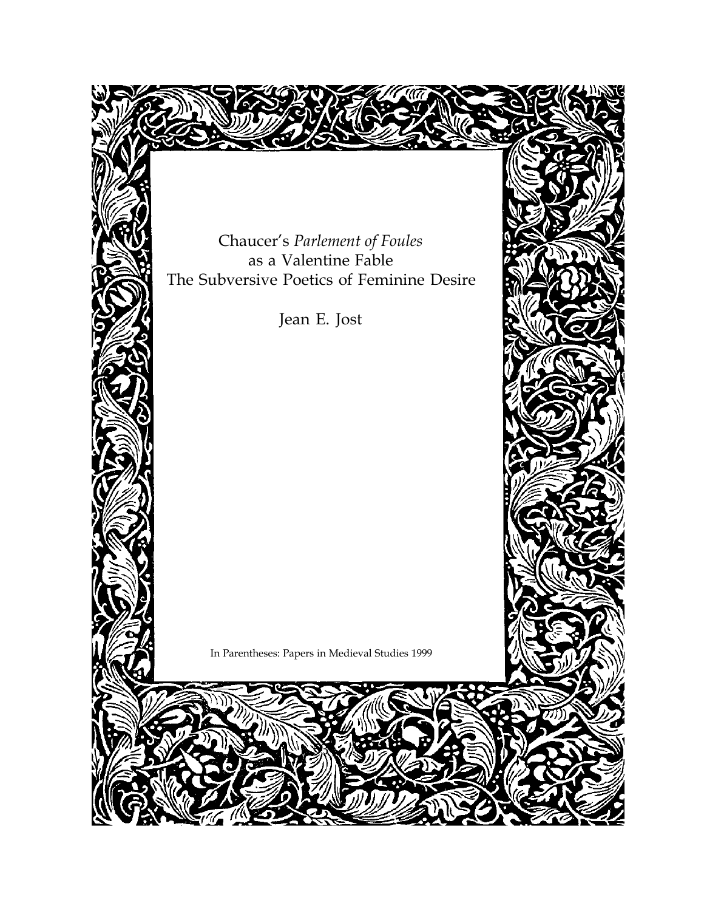# Chaucer's *Parlement of Foules* as a Valentine Fable
## The Subversive Poetics of Feminine Desire

Jean E. Jost

In Parentheses: Papers in Medieval Studies 1999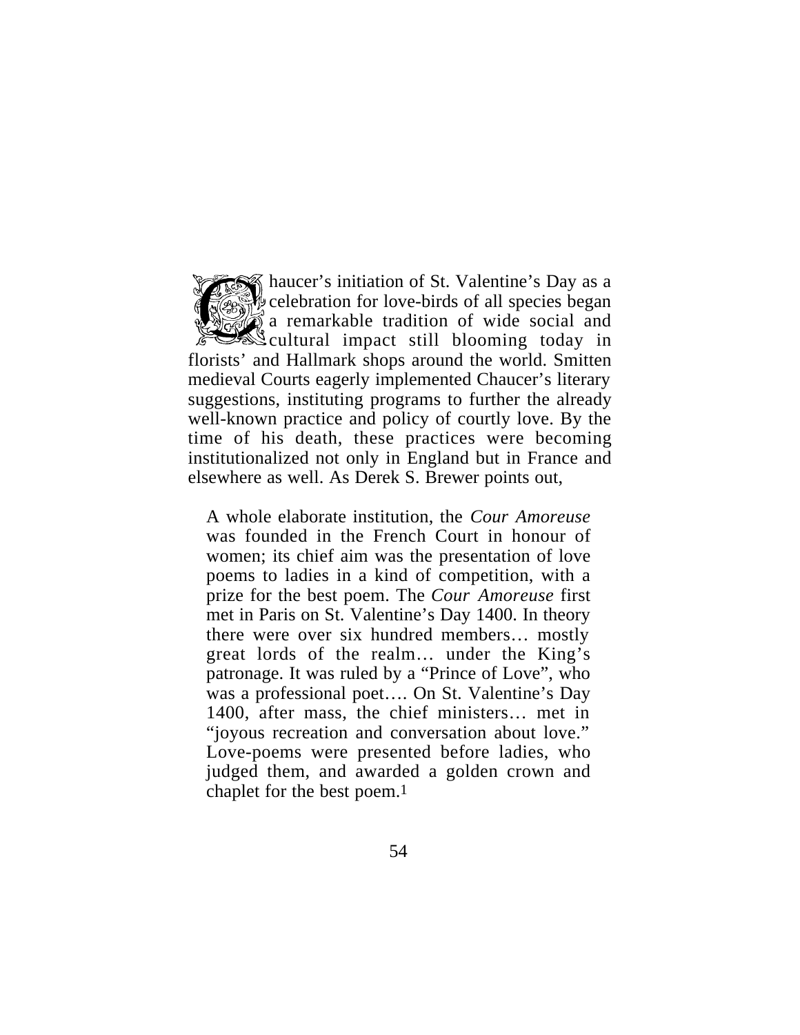Chaucer's initiation of St. Valentine's Day as a celebration for love-birds of all species began a remarkable tradition of wide social and cultural impact still blooming today in florists' and Hallmark shops around the world. Smitten medieval Courts eagerly implemented Chaucer's literary suggestions, instituting programs to further the already well-known practice and policy of courtly love. By the time of his death, these practices were becoming institutionalized not only in England but in France and elsewhere as well. As Derek S. Brewer points out,

> A whole elaborate institution, the *Cour Amoreuse* was founded in the French Court in honour of women; its chief aim was the presentation of love poems to ladies in a kind of competition, with a prize for the best poem. The *Cour Amoreuse* first met in Paris on St. Valentine's Day 1400. In theory there were over six hundred members… mostly great lords of the realm… under the King's patronage. It was ruled by a "Prince of Love", who was a professional poet…. On St. Valentine's Day 1400, after mass, the chief ministers… met in "joyous recreation and conversation about love." Love-poems were presented before ladies, who judged them, and awarded a golden crown and chaplet for the best poem.[1]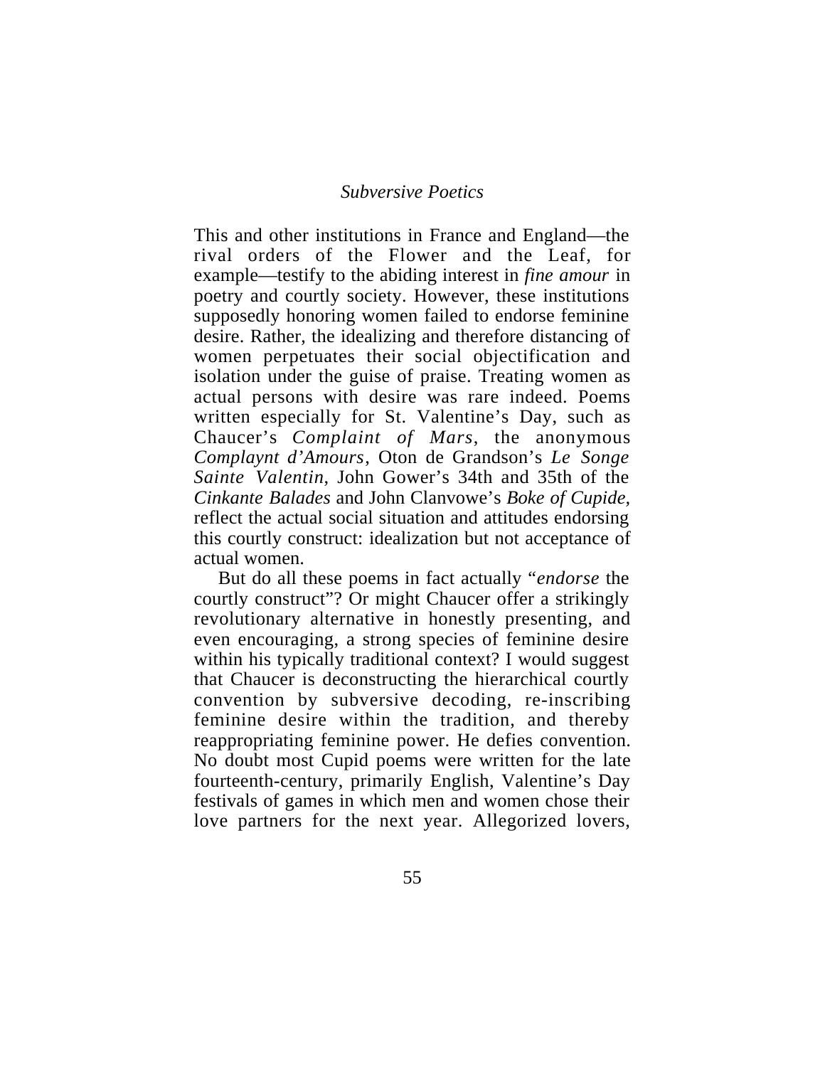This and other institutions in France and England—the rival orders of the Flower and the Leaf, for example—testify to the abiding interest in *fine amour* in poetry and courtly society. However, these institutions supposedly honoring women failed to endorse feminine desire. Rather, the idealizing and therefore distancing of women perpetuates their social objectification and isolation under the guise of praise. Treating women as actual persons with desire was rare indeed. Poems written especially for St. Valentine's Day, such as Chaucer's *Complaint of Mars*, the anonymous *Complaynt d'Amours*, Oton de Grandson's *Le Songe Sainte Valentin*, John Gower's 34th and 35th of the *Cinkante Balades* and John Clanvowe's *Boke of Cupide*, reflect the actual social situation and attitudes endorsing this courtly construct: idealization but not acceptance of actual women.

But do all these poems in fact actually "*endorse* the courtly construct"? Or might Chaucer offer a strikingly revolutionary alternative in honestly presenting, and even encouraging, a strong species of feminine desire within his typically traditional context? I would suggest that Chaucer is deconstructing the hierarchical courtly convention by subversive decoding, re-inscribing feminine desire within the tradition, and thereby reappropriating feminine power. He defies convention. No doubt most Cupid poems were written for the late fourteenth-century, primarily English, Valentine's Day festivals of games in which men and women chose their love partners for the next year. Allegorized lovers,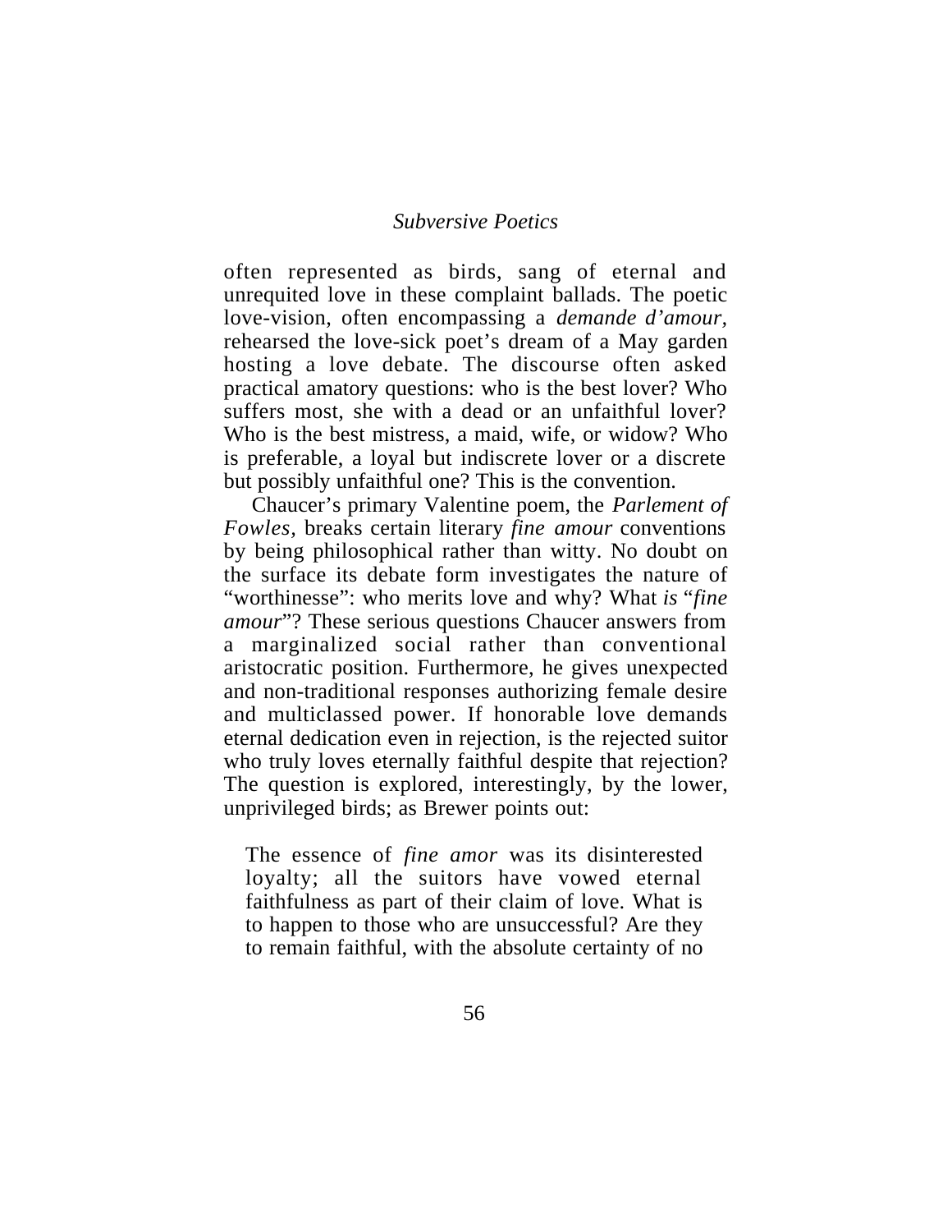often represented as birds, sang of eternal and unrequited love in these complaint ballads. The poetic love-vision, often encompassing a *demande d'amour*, rehearsed the love-sick poet's dream of a May garden hosting a love debate. The discourse often asked practical amatory questions: who is the best lover? Who suffers most, she with a dead or an unfaithful lover? Who is the best mistress, a maid, wife, or widow? Who is preferable, a loyal but indiscrete lover or a discrete but possibly unfaithful one? This is the convention.

Chaucer's primary Valentine poem, the *Parlement of Fowles*, breaks certain literary *fine amour* conventions by being philosophical rather than witty. No doubt on the surface its debate form investigates the nature of "worthinesse": who merits love and why? What *is* "*fine amour*"? These serious questions Chaucer answers from a marginalized social rather than conventional aristocratic position. Furthermore, he gives unexpected and non-traditional responses authorizing female desire and multiclassed power. If honorable love demands eternal dedication even in rejection, is the rejected suitor who truly loves eternally faithful despite that rejection? The question is explored, interestingly, by the lower, unprivileged birds; as Brewer points out:

> The essence of *fine amor* was its disinterested loyalty; all the suitors have vowed eternal faithfulness as part of their claim of love. What is to happen to those who are unsuccessful? Are they to remain faithful, with the absolute certainty of no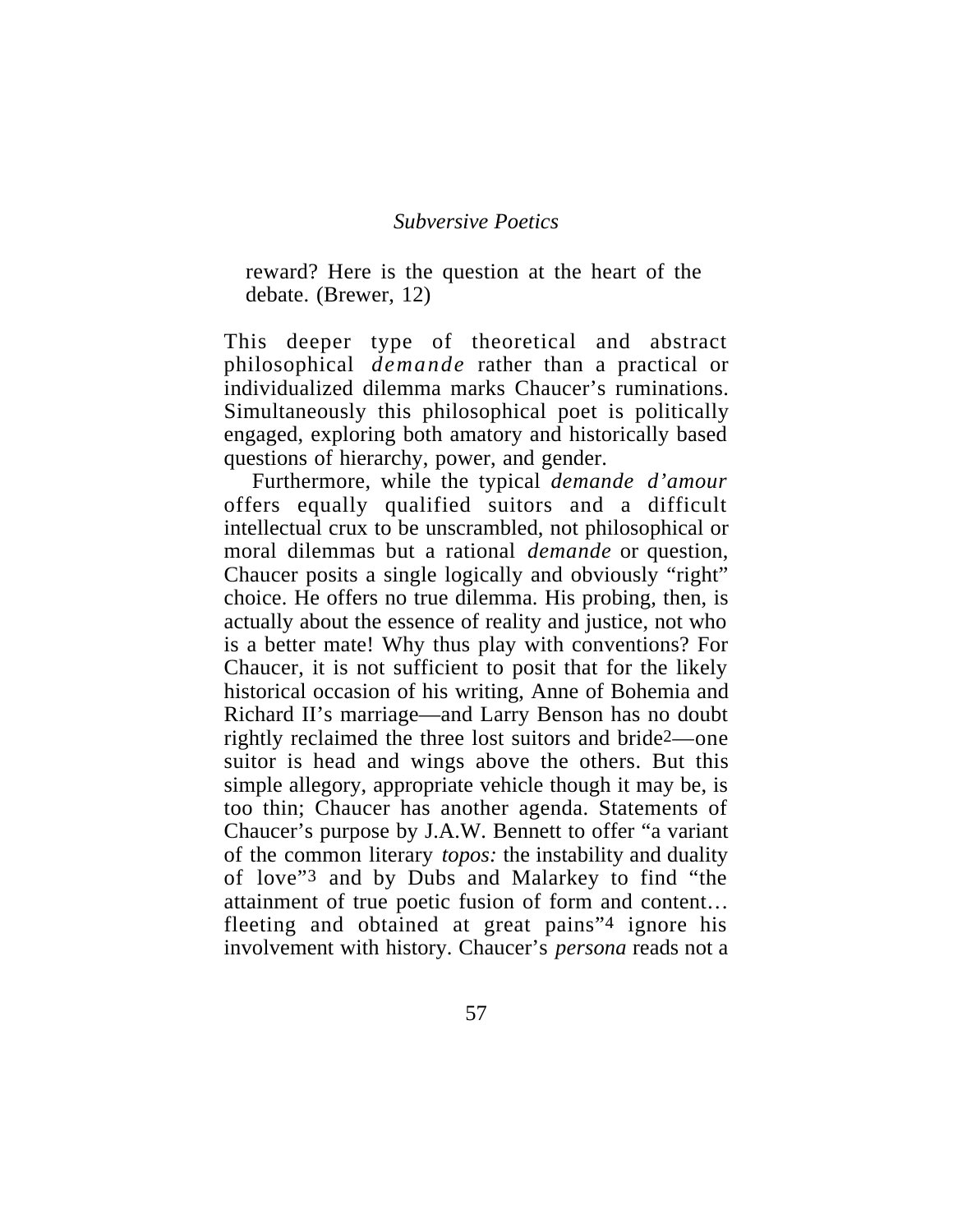> reward? Here is the question at the heart of the debate. (Brewer, 12)

This deeper type of theoretical and abstract philosophical *demande* rather than a practical or individualized dilemma marks Chaucer's ruminations. Simultaneously this philosophical poet is politically engaged, exploring both amatory and historically based questions of hierarchy, power, and gender.

Furthermore, while the typical *demande d'amour* offers equally qualified suitors and a difficult intellectual crux to be unscrambled, not philosophical or moral dilemmas but a rational *demande* or question, Chaucer posits a single logically and obviously "right" choice. He offers no true dilemma. His probing, then, is actually about the essence of reality and justice, not who is a better mate! Why thus play with conventions? For Chaucer, it is not sufficient to posit that for the likely historical occasion of his writing, Anne of Bohemia and Richard II's marriage—and Larry Benson has no doubt rightly reclaimed the three lost suitors and bride[2]—one suitor is head and wings above the others. But this simple allegory, appropriate vehicle though it may be, is too thin; Chaucer has another agenda. Statements of Chaucer's purpose by J.A.W. Bennett to offer "a variant of the common literary *topos:* the instability and duality of love"[3] and by Dubs and Malarkey to find "the attainment of true poetic fusion of form and content… fleeting and obtained at great pains"[4] ignore his involvement with history. Chaucer's *persona* reads not a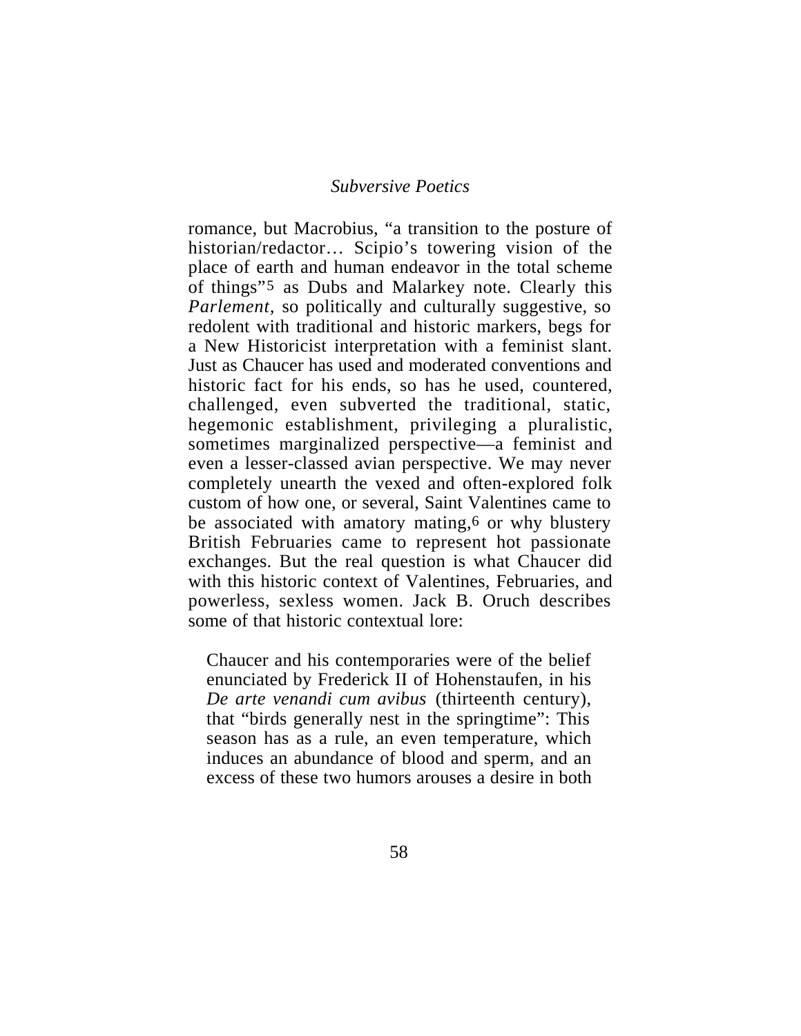romance, but Macrobius, "a transition to the posture of historian/redactor… Scipio's towering vision of the place of earth and human endeavor in the total scheme of things"[5] as Dubs and Malarkey note. Clearly this *Parlement*, so politically and culturally suggestive, so redolent with traditional and historic markers, begs for a New Historicist interpretation with a feminist slant. Just as Chaucer has used and moderated conventions and historic fact for his ends, so has he used, countered, challenged, even subverted the traditional, static, hegemonic establishment, privileging a pluralistic, sometimes marginalized perspective—a feminist and even a lesser-classed avian perspective. We may never completely unearth the vexed and often-explored folk custom of how one, or several, Saint Valentines came to be associated with amatory mating,[6] or why blustery British Februaries came to represent hot passionate exchanges. But the real question is what Chaucer did with this historic context of Valentines, Februaries, and powerless, sexless women. Jack B. Oruch describes some of that historic contextual lore:

> Chaucer and his contemporaries were of the belief enunciated by Frederick II of Hohenstaufen, in his *De arte venandi cum avibus* (thirteenth century), that "birds generally nest in the springtime": This season has as a rule, an even temperature, which induces an abundance of blood and sperm, and an excess of these two humors arouses a desire in both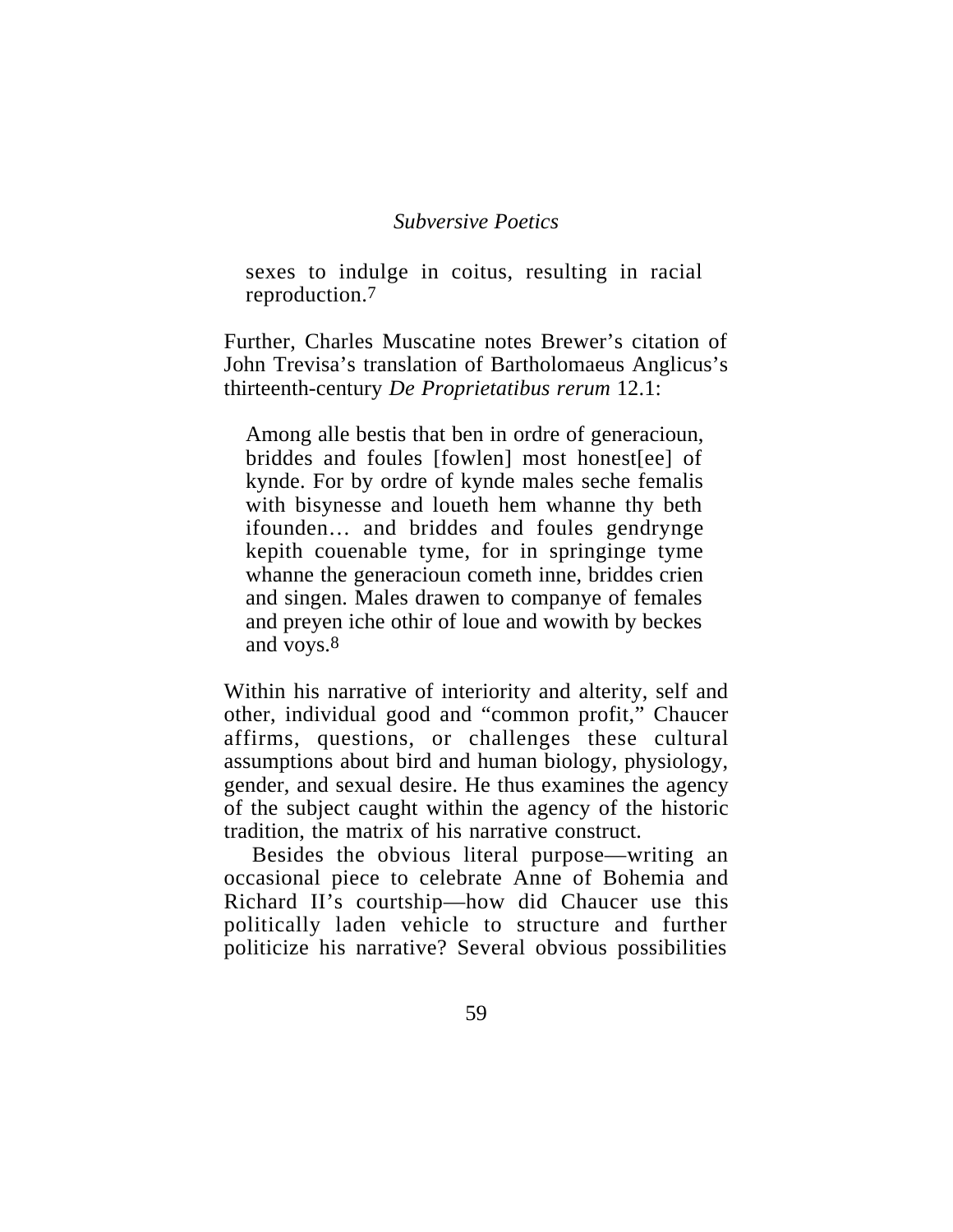> sexes to indulge in coitus, resulting in racial reproduction.[7]

Further, Charles Muscatine notes Brewer's citation of John Trevisa's translation of Bartholomaeus Anglicus's thirteenth-century *De Proprietatibus rerum* 12.1:

> Among alle bestis that ben in ordre of generacioun, briddes and foules [fowlen] most honest[ee] of kynde. For by ordre of kynde males seche femalis with bisynesse and loueth hem whanne thy beth ifounden… and briddes and foules gendrynge kepith couenable tyme, for in springinge tyme whanne the generacioun cometh inne, briddes crien and singen. Males drawen to companye of females and preyen iche othir of loue and wowith by beckes and voys.[8]

Within his narrative of interiority and alterity, self and other, individual good and "common profit," Chaucer affirms, questions, or challenges these cultural assumptions about bird and human biology, physiology, gender, and sexual desire. He thus examines the agency of the subject caught within the agency of the historic tradition, the matrix of his narrative construct.

Besides the obvious literal purpose—writing an occasional piece to celebrate Anne of Bohemia and Richard II's courtship—how did Chaucer use this politically laden vehicle to structure and further politicize his narrative? Several obvious possibilities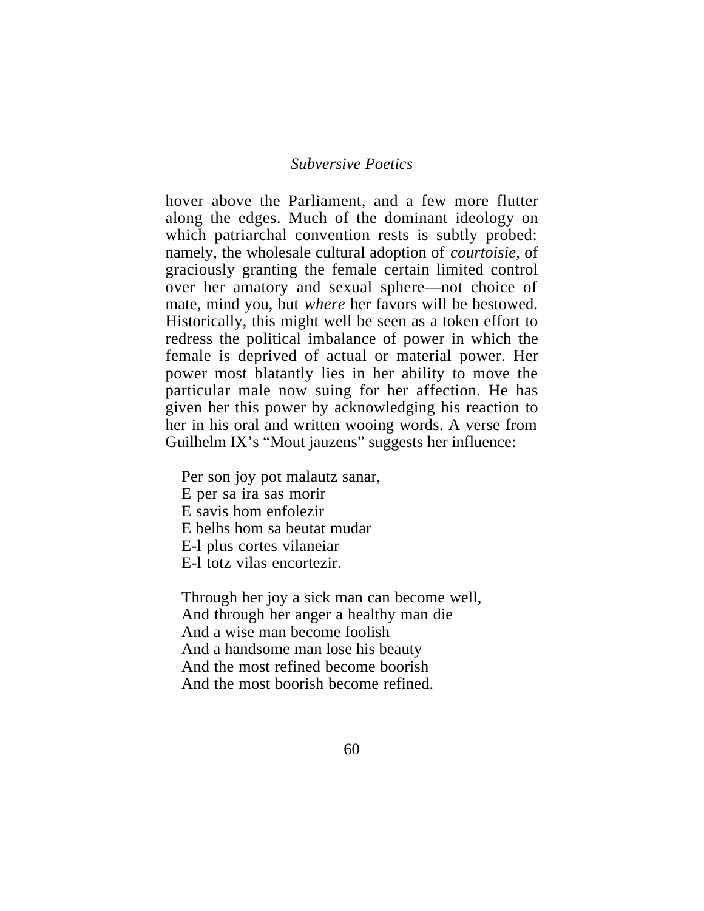hover above the Parliament, and a few more flutter along the edges. Much of the dominant ideology on which patriarchal convention rests is subtly probed: namely, the wholesale cultural adoption of *courtoisie*, of graciously granting the female certain limited control over her amatory and sexual sphere—not choice of mate, mind you, but *where* her favors will be bestowed. Historically, this might well be seen as a token effort to redress the political imbalance of power in which the female is deprived of actual or material power. Her power most blatantly lies in her ability to move the particular male now suing for her affection. He has given her this power by acknowledging his reaction to her in his oral and written wooing words. A verse from Guilhelm IX's "Mout jauzens" suggests her influence:

> Per son joy pot malautz sanar,
> E per sa ira sas morir
> E savis hom enfolezir
> E belhs hom sa beutat mudar
> E-l plus cortes vilaneiar
> E-l totz vilas encortezir.

> Through her joy a sick man can become well,
> And through her anger a healthy man die
> And a wise man become foolish
> And a handsome man lose his beauty
> And the most refined become boorish
> And the most boorish become refined.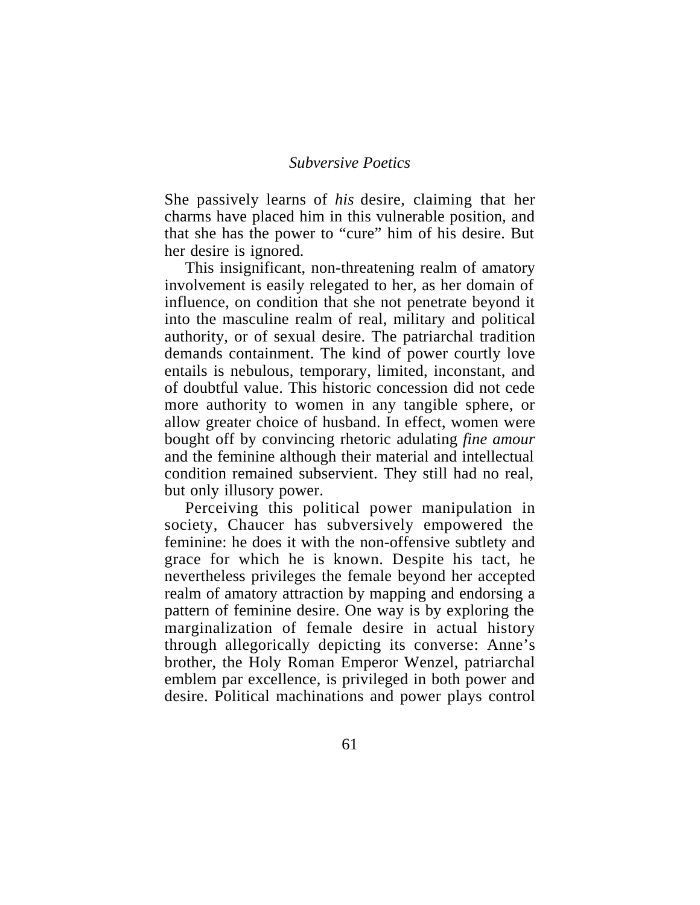She passively learns of *his* desire, claiming that her charms have placed him in this vulnerable position, and that she has the power to "cure" him of his desire. But her desire is ignored.

This insignificant, non-threatening realm of amatory involvement is easily relegated to her, as her domain of influence, on condition that she not penetrate beyond it into the masculine realm of real, military and political authority, or of sexual desire. The patriarchal tradition demands containment. The kind of power courtly love entails is nebulous, temporary, limited, inconstant, and of doubtful value. This historic concession did not cede more authority to women in any tangible sphere, or allow greater choice of husband. In effect, women were bought off by convincing rhetoric adulating *fine amour* and the feminine although their material and intellectual condition remained subservient. They still had no real, but only illusory power.

Perceiving this political power manipulation in society, Chaucer has subversively empowered the feminine: he does it with the non-offensive subtlety and grace for which he is known. Despite his tact, he nevertheless privileges the female beyond her accepted realm of amatory attraction by mapping and endorsing a pattern of feminine desire. One way is by exploring the marginalization of female desire in actual history through allegorically depicting its converse: Anne's brother, the Holy Roman Emperor Wenzel, patriarchal emblem par excellence, is privileged in both power and desire. Political machinations and power plays control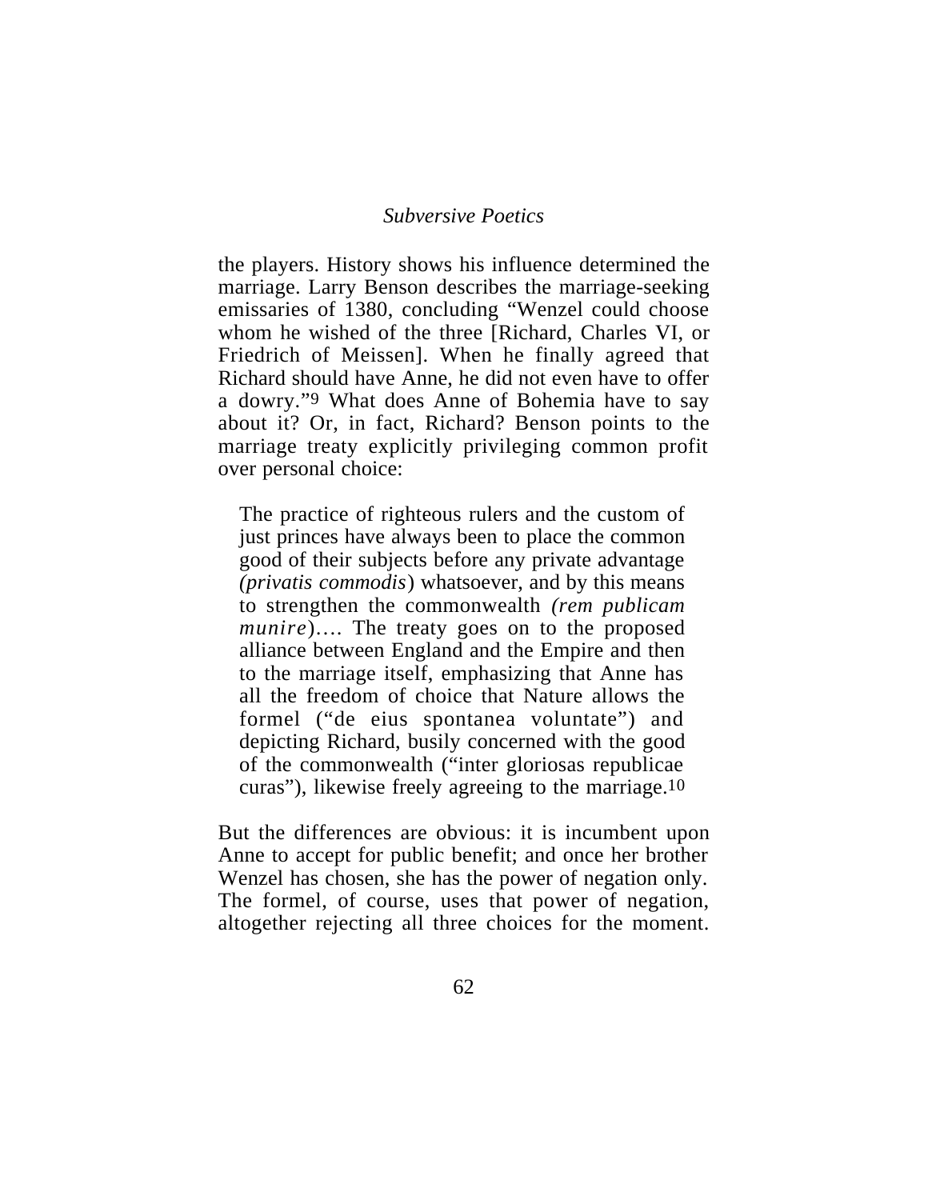the players. History shows his influence determined the marriage. Larry Benson describes the marriage-seeking emissaries of 1380, concluding "Wenzel could choose whom he wished of the three [Richard, Charles VI, or Friedrich of Meissen]. When he finally agreed that Richard should have Anne, he did not even have to offer a dowry."[9] What does Anne of Bohemia have to say about it? Or, in fact, Richard? Benson points to the marriage treaty explicitly privileging common profit over personal choice:

> The practice of righteous rulers and the custom of just princes have always been to place the common good of their subjects before any private advantage *(privatis commodis*) whatsoever, and by this means to strengthen the commonwealth *(rem publicam munire*)…. The treaty goes on to the proposed alliance between England and the Empire and then to the marriage itself, emphasizing that Anne has all the freedom of choice that Nature allows the formel ("de eius spontanea voluntate") and depicting Richard, busily concerned with the good of the commonwealth ("inter gloriosas republicae curas"), likewise freely agreeing to the marriage.[10]

But the differences are obvious: it is incumbent upon Anne to accept for public benefit; and once her brother Wenzel has chosen, she has the power of negation only. The formel, of course, uses that power of negation, altogether rejecting all three choices for the moment.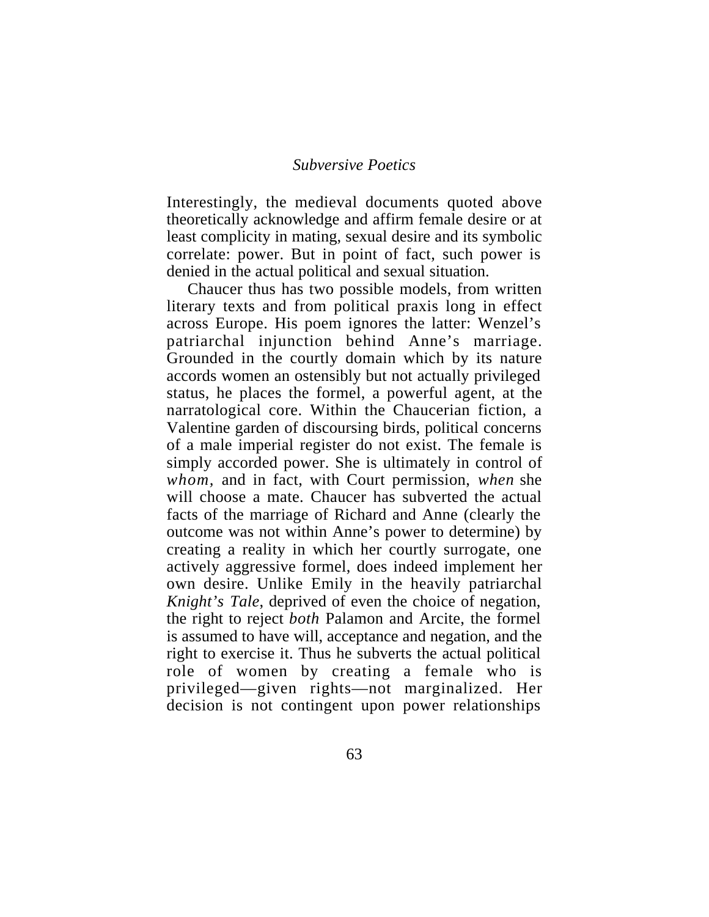Interestingly, the medieval documents quoted above theoretically acknowledge and affirm female desire or at least complicity in mating, sexual desire and its symbolic correlate: power. But in point of fact, such power is denied in the actual political and sexual situation.

Chaucer thus has two possible models, from written literary texts and from political praxis long in effect across Europe. His poem ignores the latter: Wenzel's patriarchal injunction behind Anne's marriage. Grounded in the courtly domain which by its nature accords women an ostensibly but not actually privileged status, he places the formel, a powerful agent, at the narratological core. Within the Chaucerian fiction, a Valentine garden of discoursing birds, political concerns of a male imperial register do not exist. The female is simply accorded power. She is ultimately in control of *whom,* and in fact, with Court permission, *when* she will choose a mate. Chaucer has subverted the actual facts of the marriage of Richard and Anne (clearly the outcome was not within Anne's power to determine) by creating a reality in which her courtly surrogate, one actively aggressive formel, does indeed implement her own desire. Unlike Emily in the heavily patriarchal *Knight's Tale*, deprived of even the choice of negation, the right to reject *both* Palamon and Arcite, the formel is assumed to have will, acceptance and negation, and the right to exercise it. Thus he subverts the actual political role of women by creating a female who is privileged—given rights—not marginalized. Her decision is not contingent upon power relationships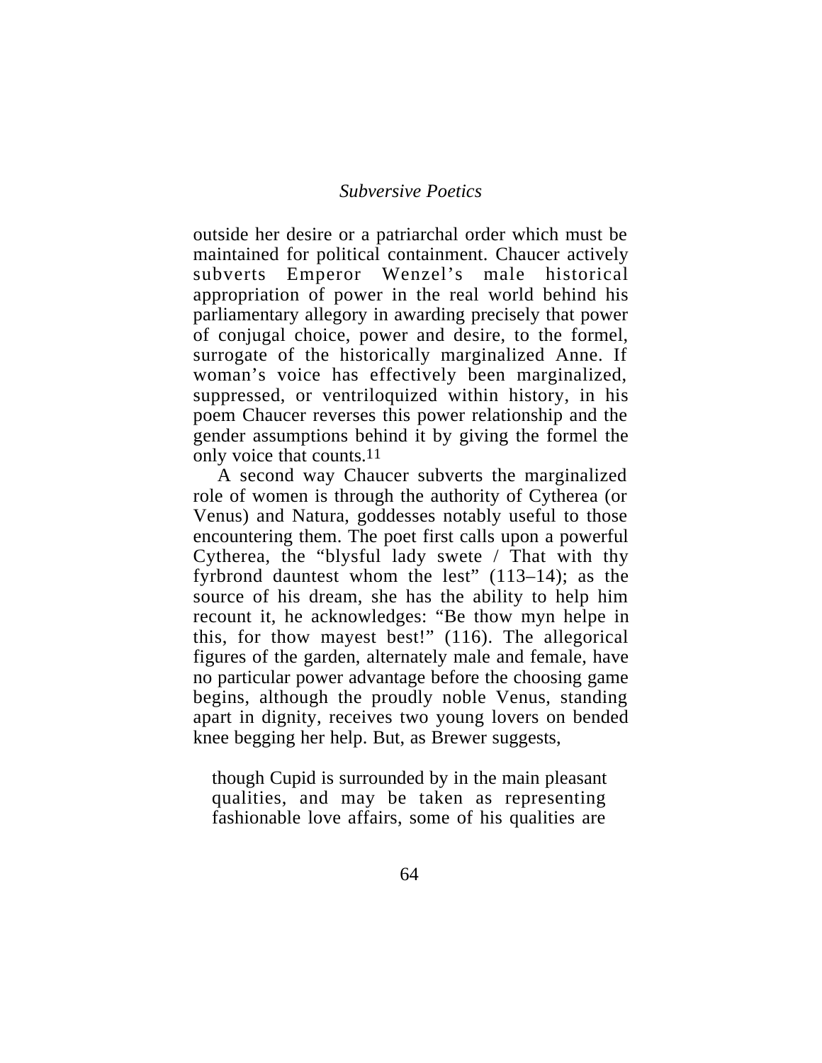outside her desire or a patriarchal order which must be maintained for political containment. Chaucer actively subverts Emperor Wenzel's male historical appropriation of power in the real world behind his parliamentary allegory in awarding precisely that power of conjugal choice, power and desire, to the formel, surrogate of the historically marginalized Anne. If woman's voice has effectively been marginalized, suppressed, or ventriloquized within history, in his poem Chaucer reverses this power relationship and the gender assumptions behind it by giving the formel the only voice that counts.[11]

A second way Chaucer subverts the marginalized role of women is through the authority of Cytherea (or Venus) and Natura, goddesses notably useful to those encountering them. The poet first calls upon a powerful Cytherea, the "blysful lady swete / That with thy fyrbrond dauntest whom the lest" (113–14); as the source of his dream, she has the ability to help him recount it, he acknowledges: "Be thow myn helpe in this, for thow mayest best!" (116). The allegorical figures of the garden, alternately male and female, have no particular power advantage before the choosing game begins, although the proudly noble Venus, standing apart in dignity, receives two young lovers on bended knee begging her help. But, as Brewer suggests,

> though Cupid is surrounded by in the main pleasant qualities, and may be taken as representing fashionable love affairs, some of his qualities are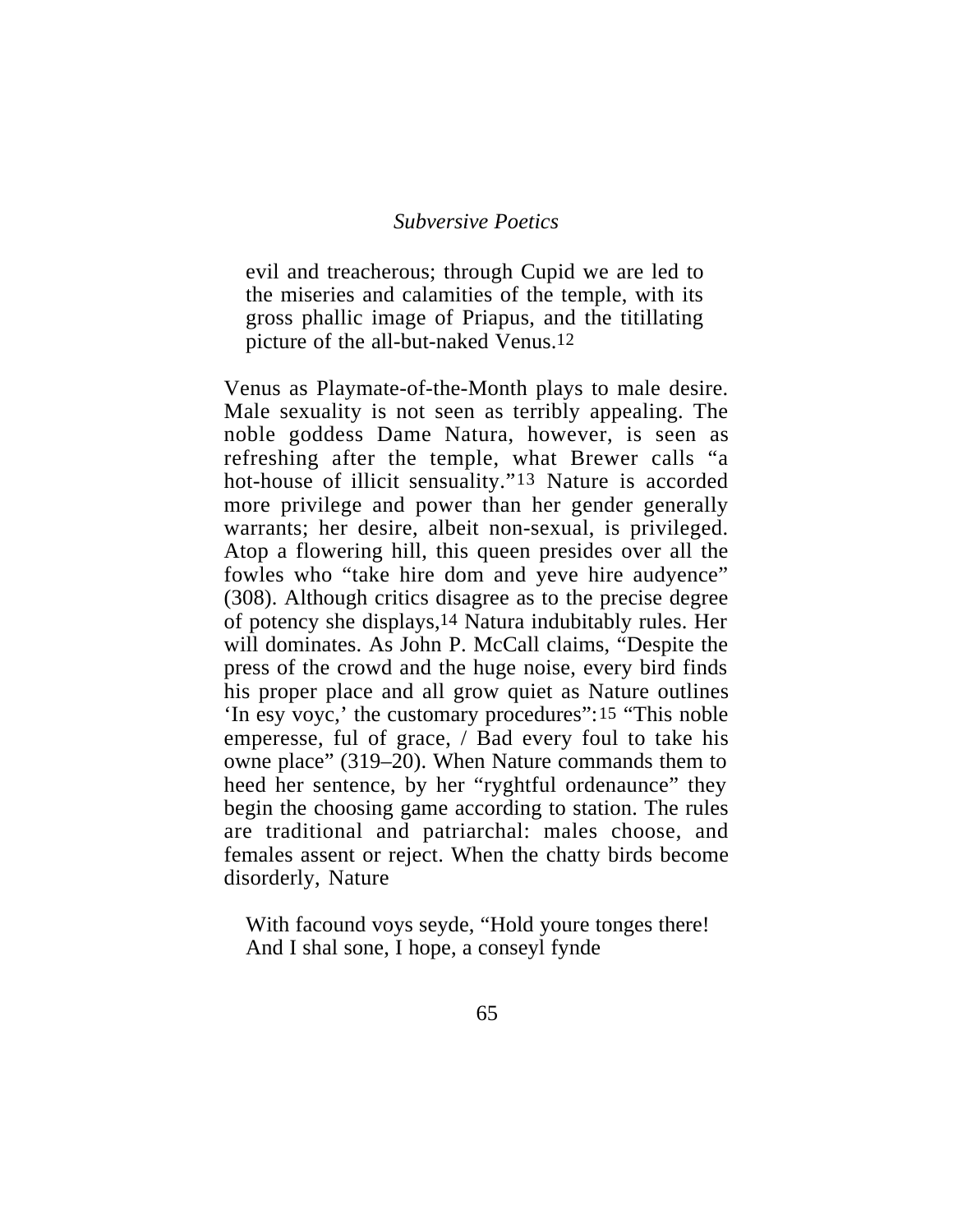> evil and treacherous; through Cupid we are led to the miseries and calamities of the temple, with its gross phallic image of Priapus, and the titillating picture of the all-but-naked Venus.[12]

Venus as Playmate-of-the-Month plays to male desire. Male sexuality is not seen as terribly appealing. The noble goddess Dame Natura, however, is seen as refreshing after the temple, what Brewer calls "a hot-house of illicit sensuality."[13] Nature is accorded more privilege and power than her gender generally warrants; her desire, albeit non-sexual, is privileged. Atop a flowering hill, this queen presides over all the fowles who "take hire dom and yeve hire audyence" (308). Although critics disagree as to the precise degree of potency she displays,[14] Natura indubitably rules. Her will dominates. As John P. McCall claims, "Despite the press of the crowd and the huge noise, every bird finds his proper place and all grow quiet as Nature outlines 'In esy voyc,' the customary procedures":[15] "This noble emperesse, ful of grace, / Bad every foul to take his owne place" (319–20). When Nature commands them to heed her sentence, by her "ryghtful ordenaunce" they begin the choosing game according to station. The rules are traditional and patriarchal: males choose, and females assent or reject. When the chatty birds become disorderly, Nature

> With facound voys seyde, "Hold youre tonges there!
> And I shal sone, I hope, a conseyl fynde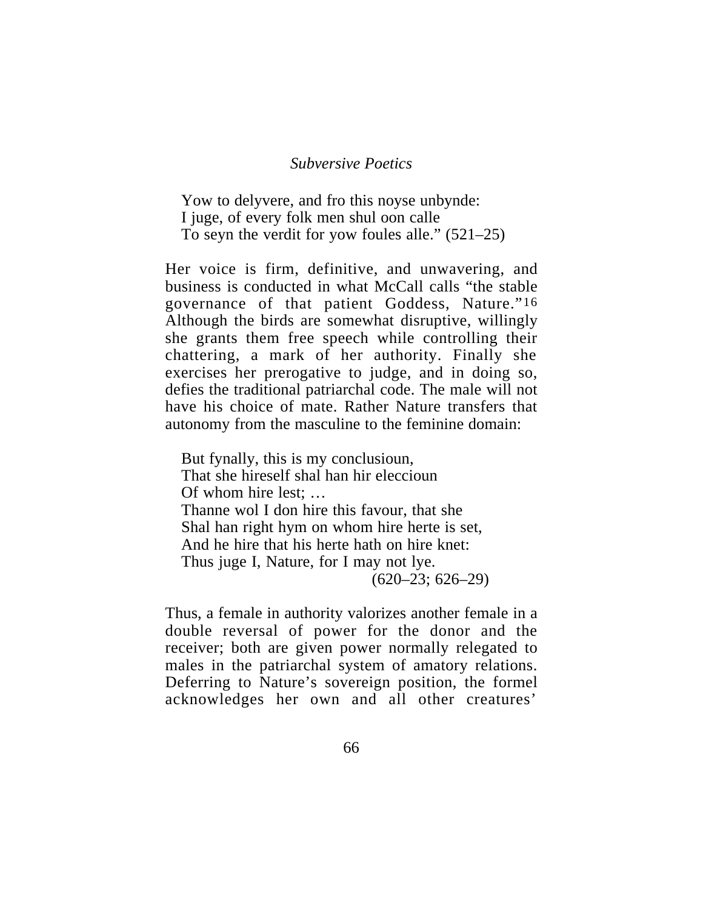> Yow to delyvere, and fro this noyse unbynde:
> I juge, of every folk men shul oon calle
> To seyn the verdit for yow foules alle." (521–25)

Her voice is firm, definitive, and unwavering, and business is conducted in what McCall calls "the stable governance of that patient Goddess, Nature."[16] Although the birds are somewhat disruptive, willingly she grants them free speech while controlling their chattering, a mark of her authority. Finally she exercises her prerogative to judge, and in doing so, defies the traditional patriarchal code. The male will not have his choice of mate. Rather Nature transfers that autonomy from the masculine to the feminine domain:

> But fynally, this is my conclusioun,
> That she hireself shal han hir eleccioun
> Of whom hire lest; …
> Thanne wol I don hire this favour, that she
> Shal han right hym on whom hire herte is set,
> And he hire that his herte hath on hire knet:
> Thus juge I, Nature, for I may not lye.
> (620–23; 626–29)

Thus, a female in authority valorizes another female in a double reversal of power for the donor and the receiver; both are given power normally relegated to males in the patriarchal system of amatory relations. Deferring to Nature's sovereign position, the formel acknowledges her own and all other creatures'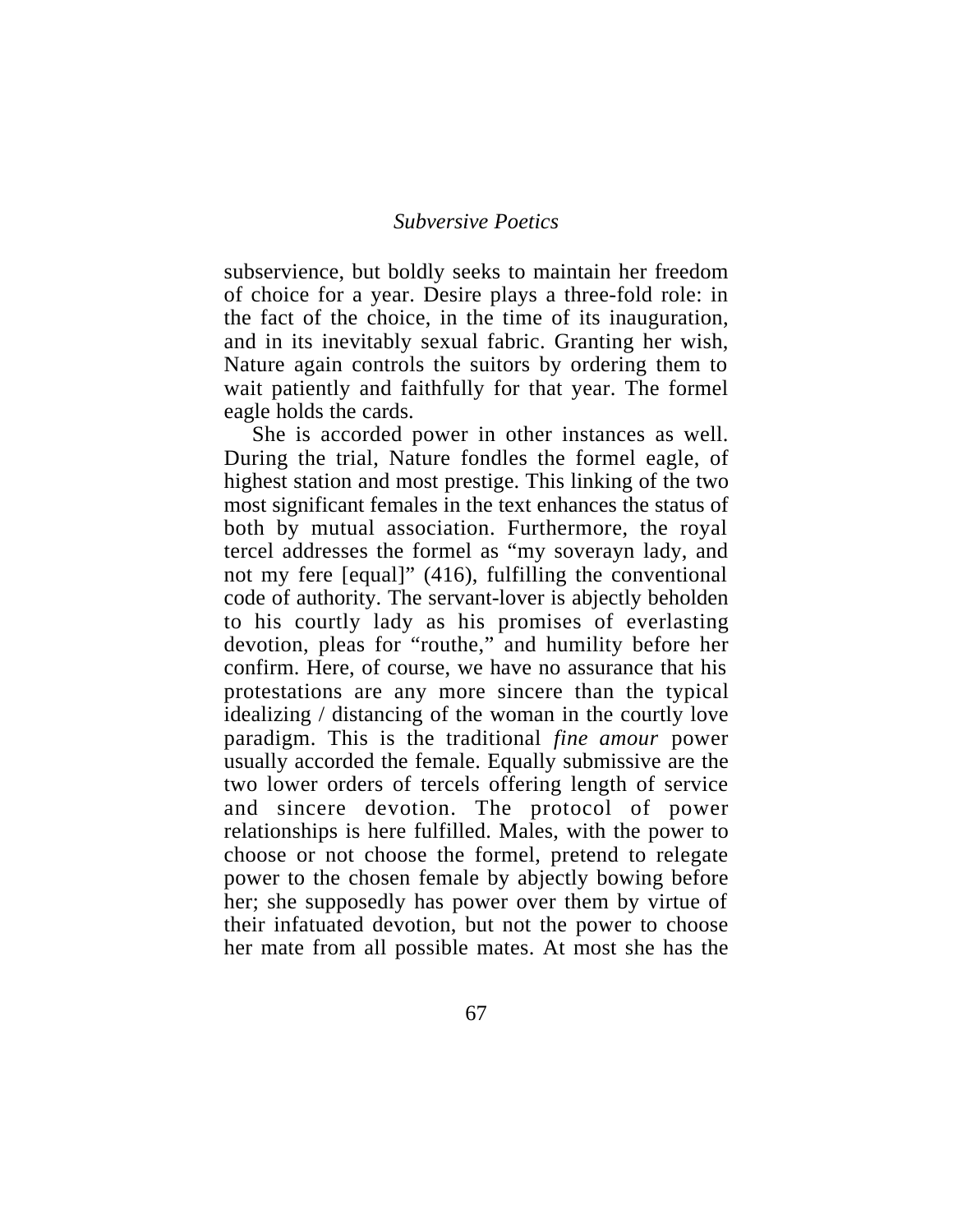subservience, but boldly seeks to maintain her freedom of choice for a year. Desire plays a three-fold role: in the fact of the choice, in the time of its inauguration, and in its inevitably sexual fabric. Granting her wish, Nature again controls the suitors by ordering them to wait patiently and faithfully for that year. The formel eagle holds the cards.

She is accorded power in other instances as well. During the trial, Nature fondles the formel eagle, of highest station and most prestige. This linking of the two most significant females in the text enhances the status of both by mutual association. Furthermore, the royal tercel addresses the formel as "my soverayn lady, and not my fere [equal]" (416), fulfilling the conventional code of authority. The servant-lover is abjectly beholden to his courtly lady as his promises of everlasting devotion, pleas for "routhe," and humility before her confirm. Here, of course, we have no assurance that his protestations are any more sincere than the typical idealizing / distancing of the woman in the courtly love paradigm. This is the traditional *fine amour* power usually accorded the female. Equally submissive are the two lower orders of tercels offering length of service and sincere devotion. The protocol of power relationships is here fulfilled. Males, with the power to choose or not choose the formel, pretend to relegate power to the chosen female by abjectly bowing before her; she supposedly has power over them by virtue of their infatuated devotion, but not the power to choose her mate from all possible mates. At most she has the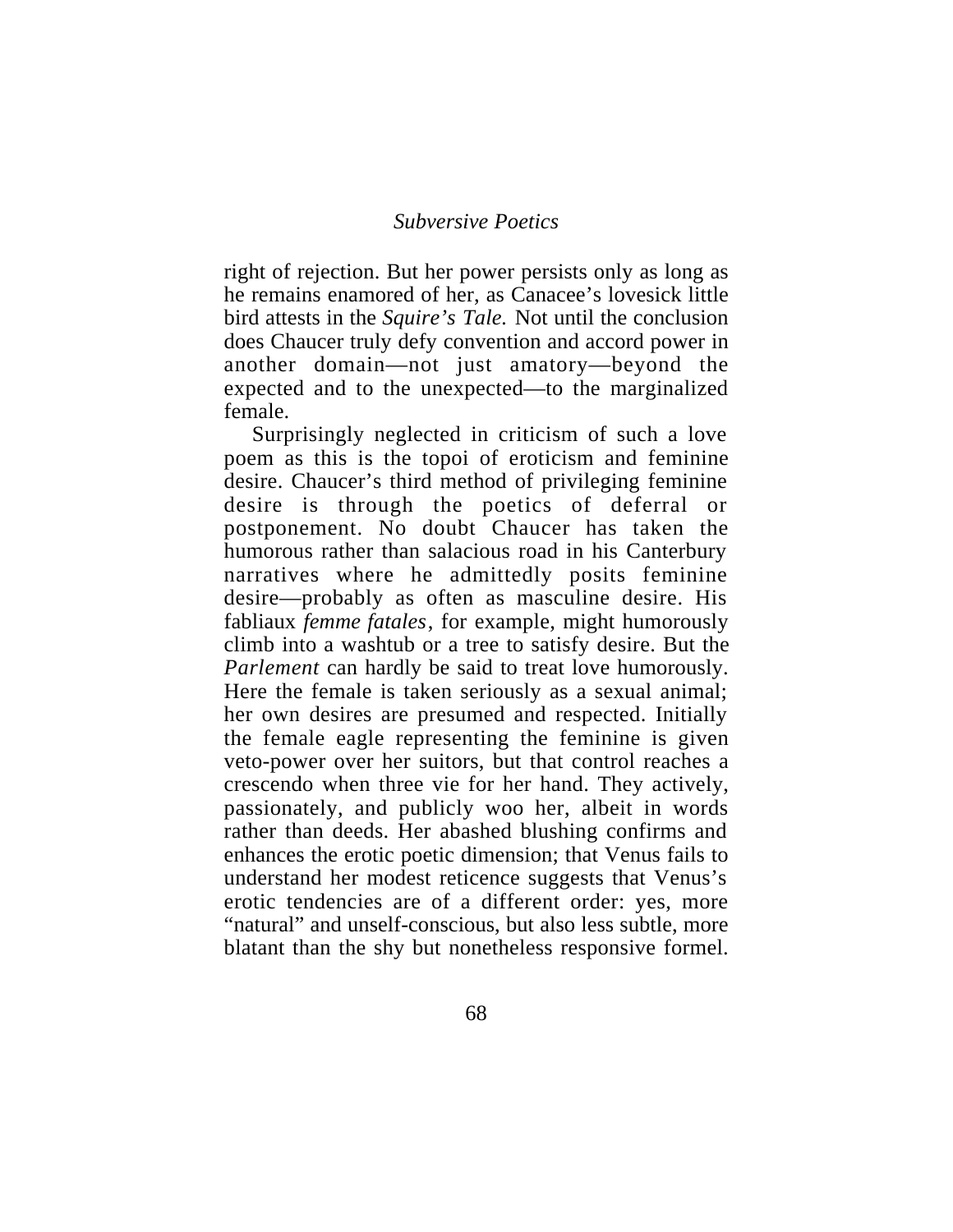right of rejection. But her power persists only as long as he remains enamored of her, as Canacee's lovesick little bird attests in the *Squire's Tale.* Not until the conclusion does Chaucer truly defy convention and accord power in another domain—not just amatory—beyond the expected and to the unexpected—to the marginalized female.

Surprisingly neglected in criticism of such a love poem as this is the topoi of eroticism and feminine desire. Chaucer's third method of privileging feminine desire is through the poetics of deferral or postponement. No doubt Chaucer has taken the humorous rather than salacious road in his Canterbury narratives where he admittedly posits feminine desire—probably as often as masculine desire. His fabliaux *femme fatales*, for example, might humorously climb into a washtub or a tree to satisfy desire. But the *Parlement* can hardly be said to treat love humorously. Here the female is taken seriously as a sexual animal; her own desires are presumed and respected. Initially the female eagle representing the feminine is given veto-power over her suitors, but that control reaches a crescendo when three vie for her hand. They actively, passionately, and publicly woo her, albeit in words rather than deeds. Her abashed blushing confirms and enhances the erotic poetic dimension; that Venus fails to understand her modest reticence suggests that Venus's erotic tendencies are of a different order: yes, more "natural" and unself-conscious, but also less subtle, more blatant than the shy but nonetheless responsive formel.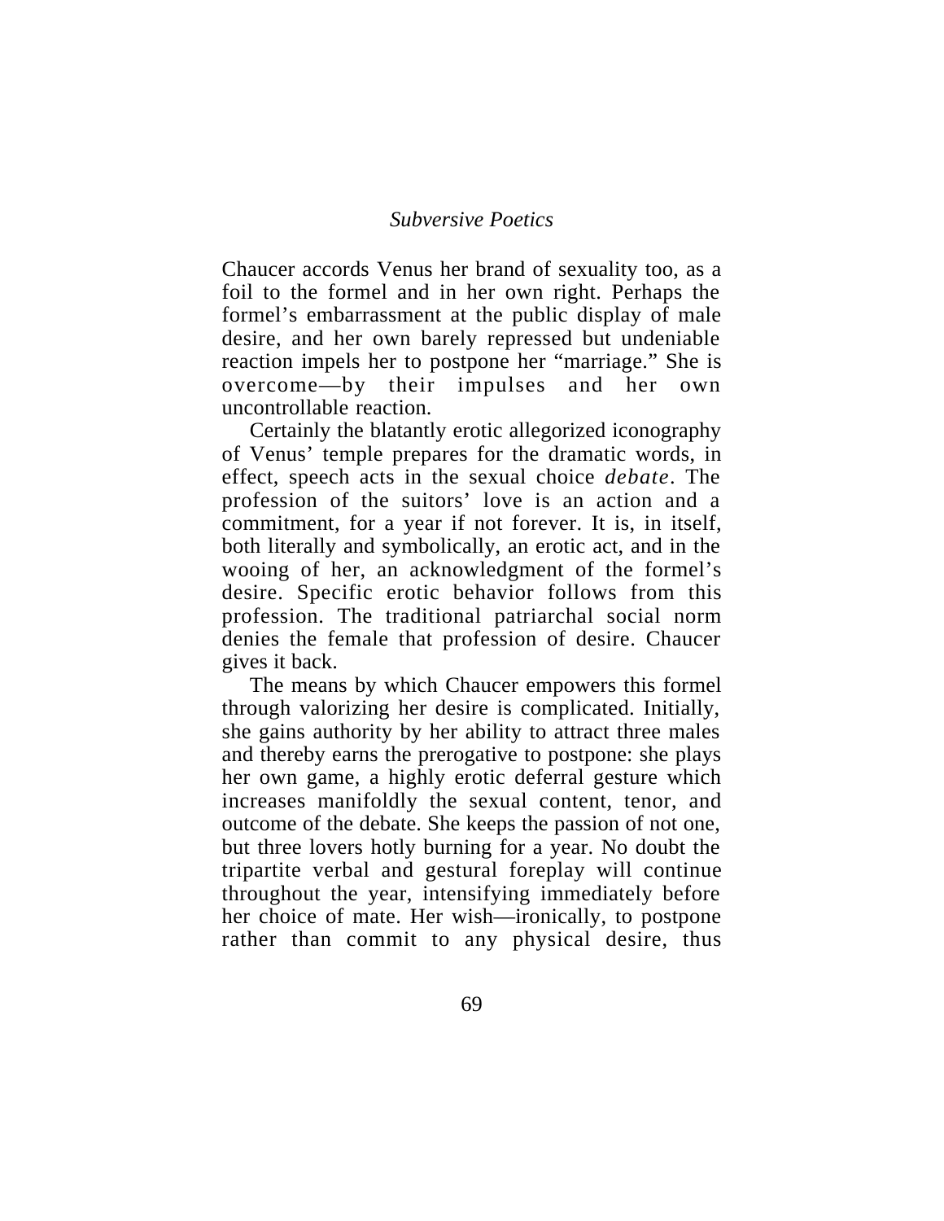Chaucer accords Venus her brand of sexuality too, as a foil to the formel and in her own right. Perhaps the formel's embarrassment at the public display of male desire, and her own barely repressed but undeniable reaction impels her to postpone her "marriage." She is overcome—by their impulses and her own uncontrollable reaction.

Certainly the blatantly erotic allegorized iconography of Venus' temple prepares for the dramatic words, in effect, speech acts in the sexual choice *debate*. The profession of the suitors' love is an action and a commitment, for a year if not forever. It is, in itself, both literally and symbolically, an erotic act, and in the wooing of her, an acknowledgment of the formel's desire. Specific erotic behavior follows from this profession. The traditional patriarchal social norm denies the female that profession of desire. Chaucer gives it back.

The means by which Chaucer empowers this formel through valorizing her desire is complicated. Initially, she gains authority by her ability to attract three males and thereby earns the prerogative to postpone: she plays her own game, a highly erotic deferral gesture which increases manifoldly the sexual content, tenor, and outcome of the debate. She keeps the passion of not one, but three lovers hotly burning for a year. No doubt the tripartite verbal and gestural foreplay will continue throughout the year, intensifying immediately before her choice of mate. Her wish—ironically, to postpone rather than commit to any physical desire, thus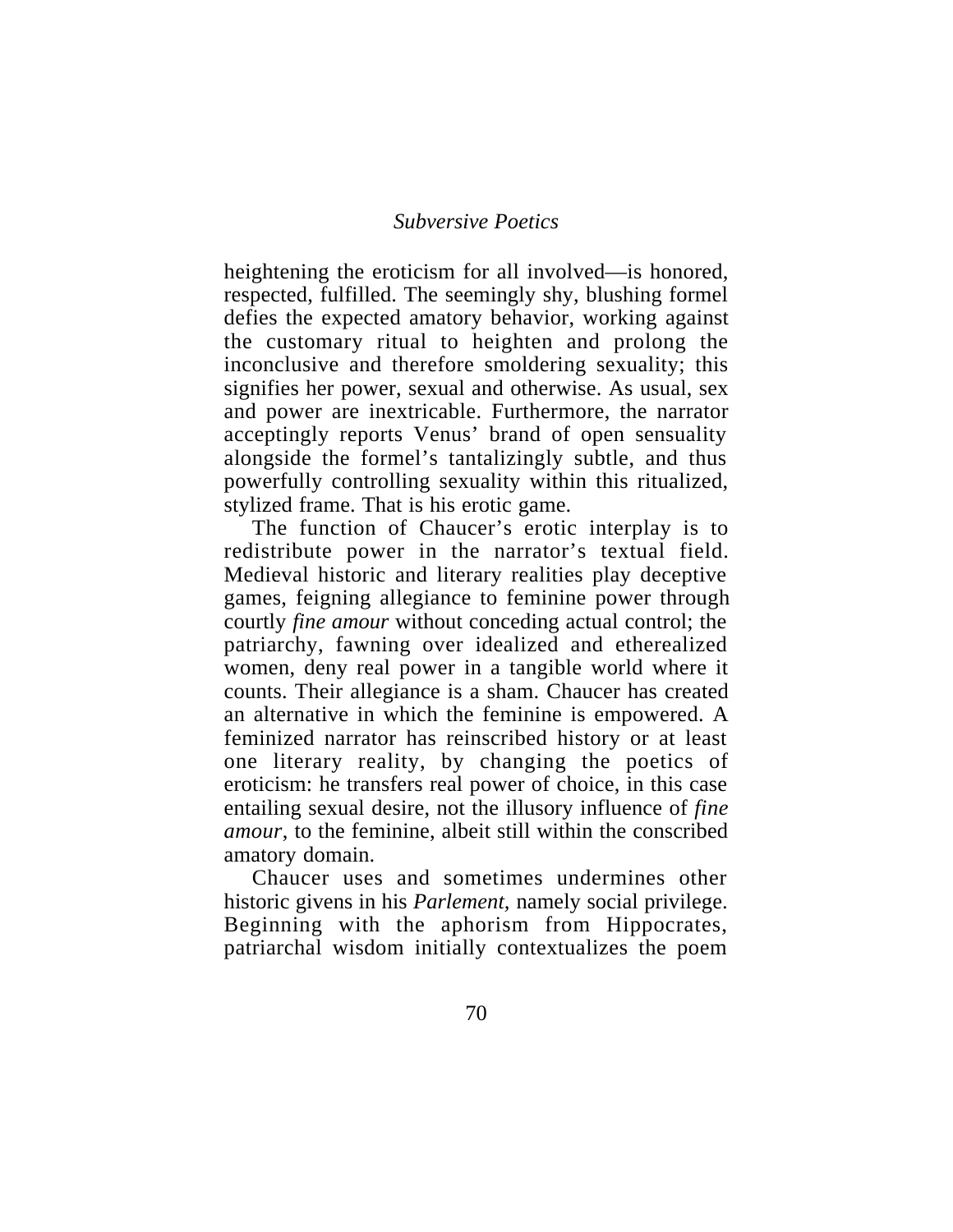heightening the eroticism for all involved—is honored, respected, fulfilled. The seemingly shy, blushing formel defies the expected amatory behavior, working against the customary ritual to heighten and prolong the inconclusive and therefore smoldering sexuality; this signifies her power, sexual and otherwise. As usual, sex and power are inextricable. Furthermore, the narrator acceptingly reports Venus' brand of open sensuality alongside the formel's tantalizingly subtle, and thus powerfully controlling sexuality within this ritualized, stylized frame. That is his erotic game.

The function of Chaucer's erotic interplay is to redistribute power in the narrator's textual field. Medieval historic and literary realities play deceptive games, feigning allegiance to feminine power through courtly *fine amour* without conceding actual control; the patriarchy, fawning over idealized and etherealized women, deny real power in a tangible world where it counts. Their allegiance is a sham. Chaucer has created an alternative in which the feminine is empowered. A feminized narrator has reinscribed history or at least one literary reality, by changing the poetics of eroticism: he transfers real power of choice, in this case entailing sexual desire, not the illusory influence of *fine amour*, to the feminine, albeit still within the conscribed amatory domain.

Chaucer uses and sometimes undermines other historic givens in his *Parlement*, namely social privilege. Beginning with the aphorism from Hippocrates, patriarchal wisdom initially contextualizes the poem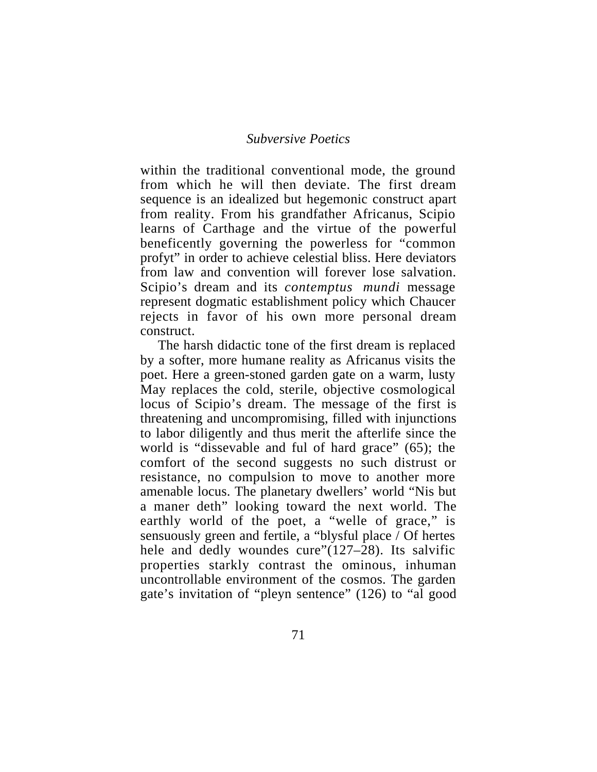within the traditional conventional mode, the ground from which he will then deviate. The first dream sequence is an idealized but hegemonic construct apart from reality. From his grandfather Africanus, Scipio learns of Carthage and the virtue of the powerful beneficently governing the powerless for "common profyt" in order to achieve celestial bliss. Here deviators from law and convention will forever lose salvation. Scipio's dream and its *contemptus mundi* message represent dogmatic establishment policy which Chaucer rejects in favor of his own more personal dream construct.

The harsh didactic tone of the first dream is replaced by a softer, more humane reality as Africanus visits the poet. Here a green-stoned garden gate on a warm, lusty May replaces the cold, sterile, objective cosmological locus of Scipio's dream. The message of the first is threatening and uncompromising, filled with injunctions to labor diligently and thus merit the afterlife since the world is "dissevable and ful of hard grace" (65); the comfort of the second suggests no such distrust or resistance, no compulsion to move to another more amenable locus. The planetary dwellers' world "Nis but a maner deth" looking toward the next world. The earthly world of the poet, a "welle of grace," is sensuously green and fertile, a "blysful place / Of hertes hele and dedly woundes cure"(127–28). Its salvific properties starkly contrast the ominous, inhuman uncontrollable environment of the cosmos. The garden gate's invitation of "pleyn sentence" (126) to "al good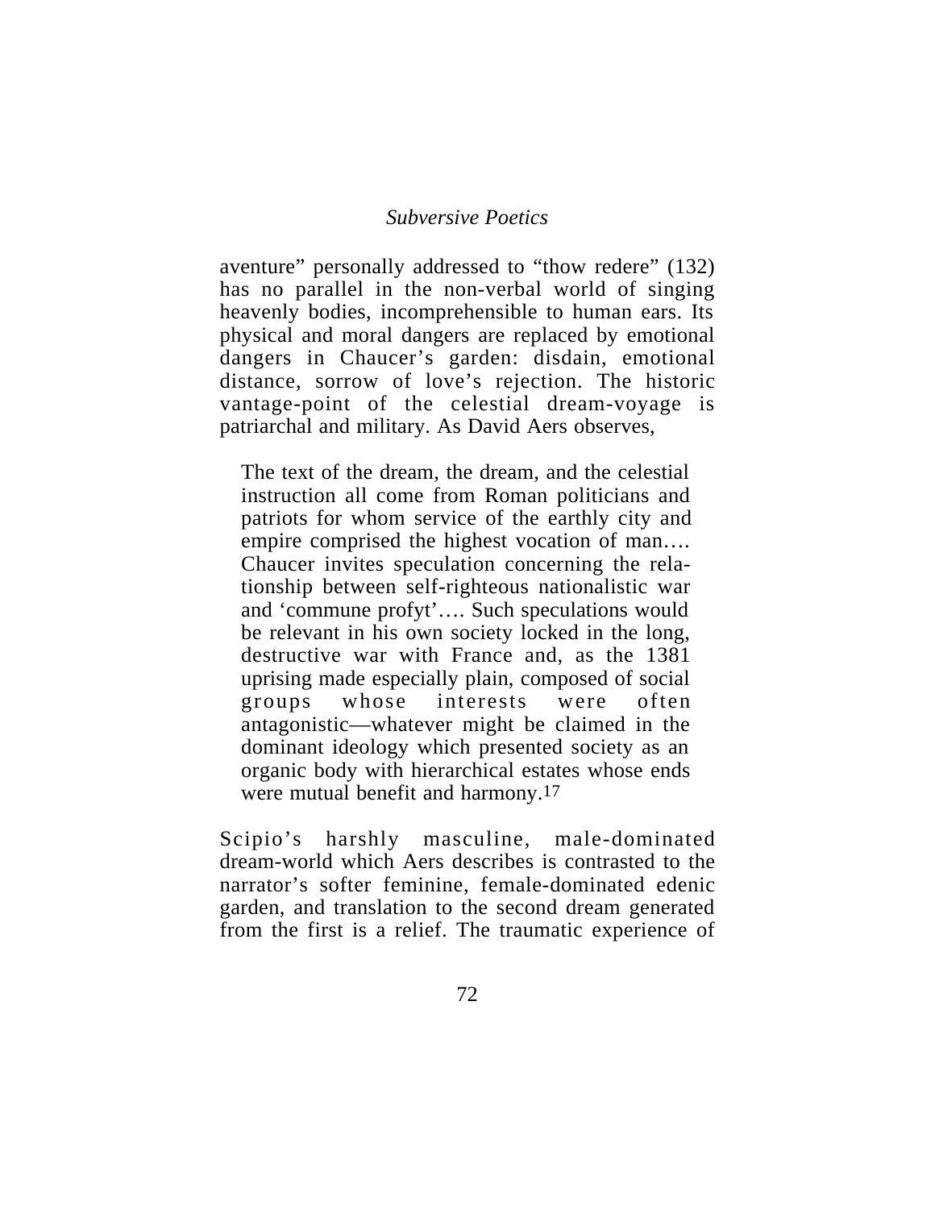aventure" personally addressed to "thow redere" (132) has no parallel in the non-verbal world of singing heavenly bodies, incomprehensible to human ears. Its physical and moral dangers are replaced by emotional dangers in Chaucer's garden: disdain, emotional distance, sorrow of love's rejection. The historic vantage-point of the celestial dream-voyage is patriarchal and military. As David Aers observes,

> The text of the dream, the dream, and the celestial instruction all come from Roman politicians and patriots for whom service of the earthly city and empire comprised the highest vocation of man.… Chaucer invites speculation concerning the relationship between self-righteous nationalistic war and 'commune profyt'.… Such speculations would be relevant in his own society locked in the long, destructive war with France and, as the 1381 uprising made especially plain, composed of social groups whose interests were often antagonistic—whatever might be claimed in the dominant ideology which presented society as an organic body with hierarchical estates whose ends were mutual benefit and harmony.[17]

Scipio's harshly masculine, male-dominated dream-world which Aers describes is contrasted to the narrator's softer feminine, female-dominated edenic garden, and translation to the second dream generated from the first is a relief. The traumatic experience of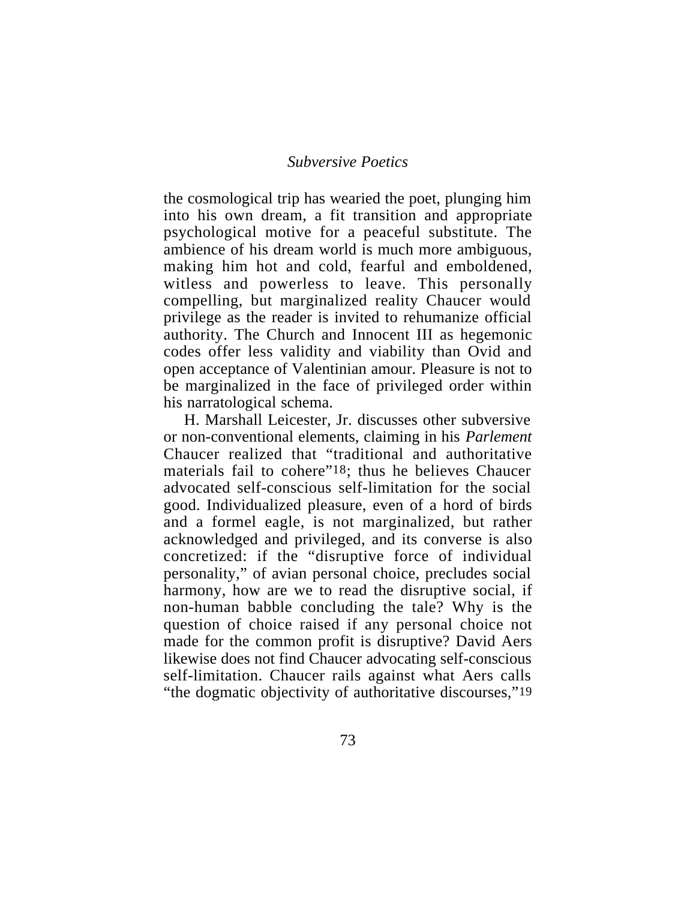the cosmological trip has wearied the poet, plunging him into his own dream, a fit transition and appropriate psychological motive for a peaceful substitute. The ambience of his dream world is much more ambiguous, making him hot and cold, fearful and emboldened, witless and powerless to leave. This personally compelling, but marginalized reality Chaucer would privilege as the reader is invited to rehumanize official authority. The Church and Innocent III as hegemonic codes offer less validity and viability than Ovid and open acceptance of Valentinian amour. Pleasure is not to be marginalized in the face of privileged order within his narratological schema.

H. Marshall Leicester, Jr. discusses other subversive or non-conventional elements, claiming in his *Parlement* Chaucer realized that "traditional and authoritative materials fail to cohere"[18]; thus he believes Chaucer advocated self-conscious self-limitation for the social good. Individualized pleasure, even of a hord of birds and a formel eagle, is not marginalized, but rather acknowledged and privileged, and its converse is also concretized: if the "disruptive force of individual personality," of avian personal choice, precludes social harmony, how are we to read the disruptive social, if non-human babble concluding the tale? Why is the question of choice raised if any personal choice not made for the common profit is disruptive? David Aers likewise does not find Chaucer advocating self-conscious self-limitation. Chaucer rails against what Aers calls "the dogmatic objectivity of authoritative discourses,"[19]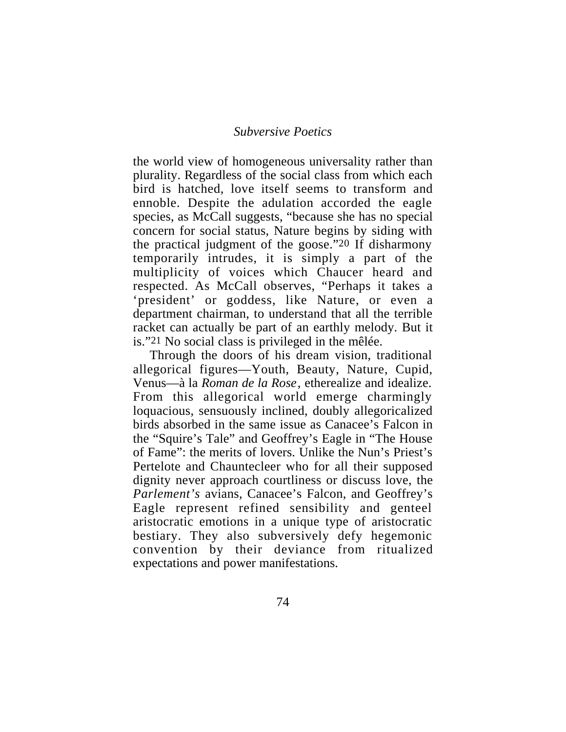the world view of homogeneous universality rather than plurality. Regardless of the social class from which each bird is hatched, love itself seems to transform and ennoble. Despite the adulation accorded the eagle species, as McCall suggests, "because she has no special concern for social status, Nature begins by siding with the practical judgment of the goose."[20] If disharmony temporarily intrudes, it is simply a part of the multiplicity of voices which Chaucer heard and respected. As McCall observes, "Perhaps it takes a 'president' or goddess, like Nature, or even a department chairman, to understand that all the terrible racket can actually be part of an earthly melody. But it is."[21] No social class is privileged in the mêlée.

Through the doors of his dream vision, traditional allegorical figures—Youth, Beauty, Nature, Cupid, Venus—à la *Roman de la Rose*, etherealize and idealize. From this allegorical world emerge charmingly loquacious, sensuously inclined, doubly allegoricalized birds absorbed in the same issue as Canacee's Falcon in the "Squire's Tale" and Geoffrey's Eagle in "The House of Fame": the merits of lovers. Unlike the Nun's Priest's Pertelote and Chauntecleer who for all their supposed dignity never approach courtliness or discuss love, the *Parlement's* avians, Canacee's Falcon, and Geoffrey's Eagle represent refined sensibility and genteel aristocratic emotions in a unique type of aristocratic bestiary. They also subversively defy hegemonic convention by their deviance from ritualized expectations and power manifestations.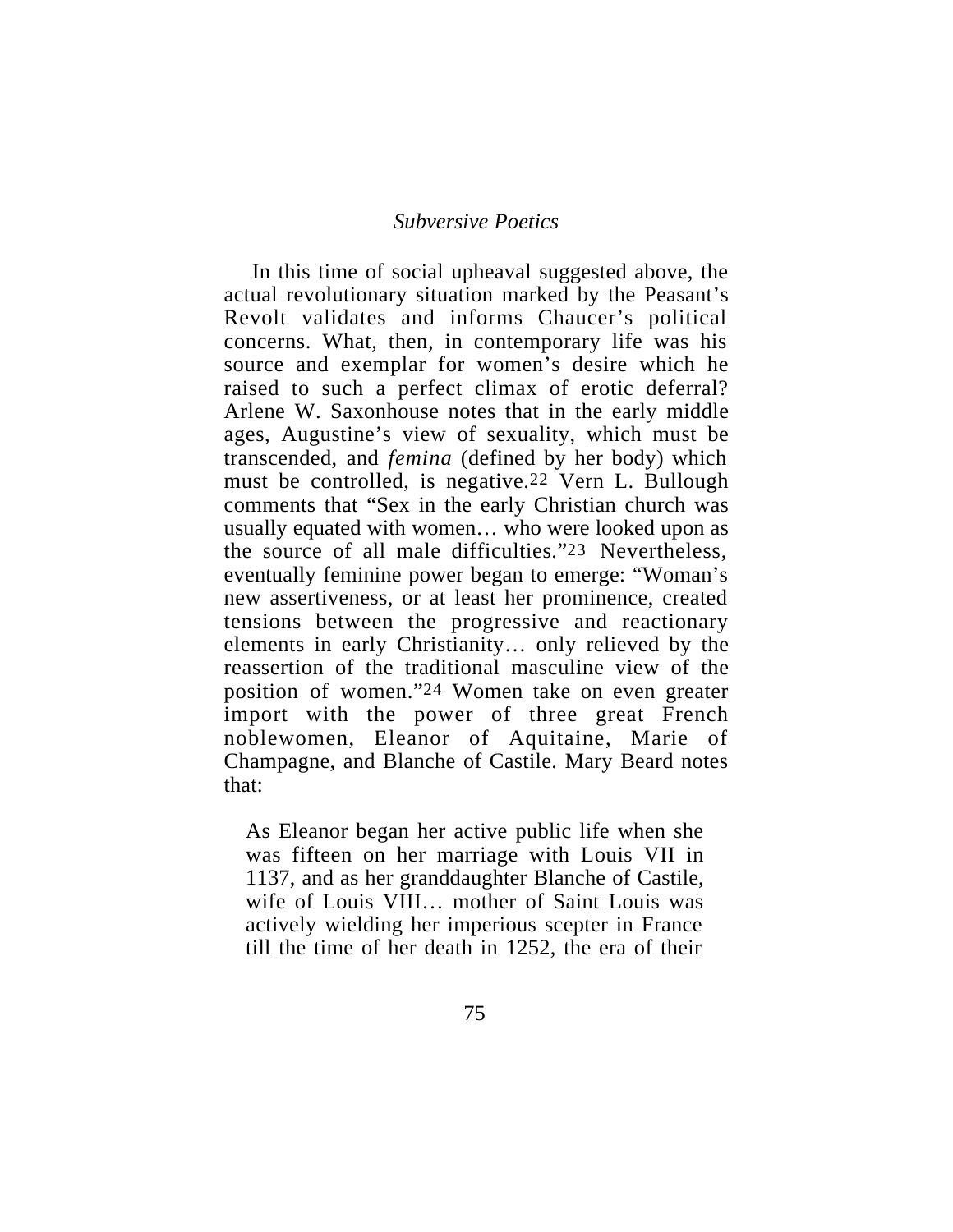In this time of social upheaval suggested above, the actual revolutionary situation marked by the Peasant's Revolt validates and informs Chaucer's political concerns. What, then, in contemporary life was his source and exemplar for women's desire which he raised to such a perfect climax of erotic deferral? Arlene W. Saxonhouse notes that in the early middle ages, Augustine's view of sexuality, which must be transcended, and *femina* (defined by her body) which must be controlled, is negative.[22] Vern L. Bullough comments that "Sex in the early Christian church was usually equated with women… who were looked upon as the source of all male difficulties."[23] Nevertheless, eventually feminine power began to emerge: "Woman's new assertiveness, or at least her prominence, created tensions between the progressive and reactionary elements in early Christianity… only relieved by the reassertion of the traditional masculine view of the position of women."[24] Women take on even greater import with the power of three great French noblewomen, Eleanor of Aquitaine, Marie of Champagne, and Blanche of Castile. Mary Beard notes that:

> As Eleanor began her active public life when she was fifteen on her marriage with Louis VII in 1137, and as her granddaughter Blanche of Castile, wife of Louis VIII… mother of Saint Louis was actively wielding her imperious scepter in France till the time of her death in 1252, the era of their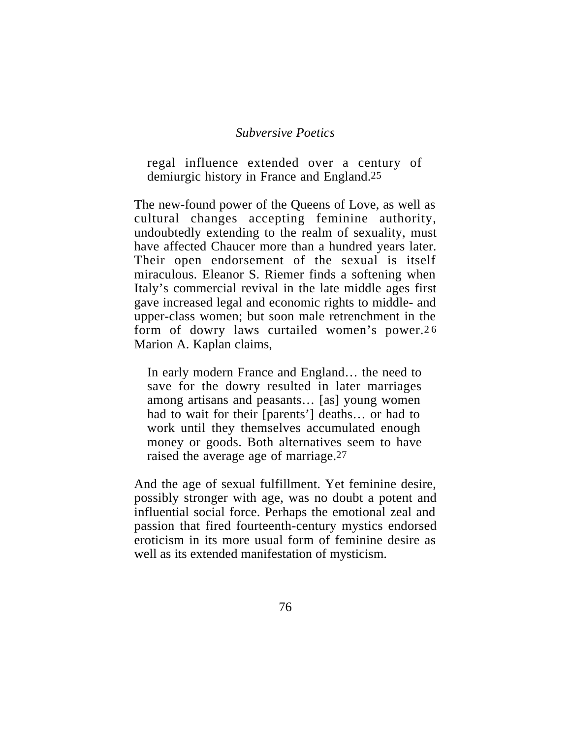> regal influence extended over a century of demiurgic history in France and England.[25]

The new-found power of the Queens of Love, as well as cultural changes accepting feminine authority, undoubtedly extending to the realm of sexuality, must have affected Chaucer more than a hundred years later. Their open endorsement of the sexual is itself miraculous. Eleanor S. Riemer finds a softening when Italy's commercial revival in the late middle ages first gave increased legal and economic rights to middle- and upper-class women; but soon male retrenchment in the form of dowry laws curtailed women's power.[26] Marion A. Kaplan claims,

> In early modern France and England… the need to save for the dowry resulted in later marriages among artisans and peasants… [as] young women had to wait for their [parents'] deaths… or had to work until they themselves accumulated enough money or goods. Both alternatives seem to have raised the average age of marriage.[27]

And the age of sexual fulfillment. Yet feminine desire, possibly stronger with age, was no doubt a potent and influential social force. Perhaps the emotional zeal and passion that fired fourteenth-century mystics endorsed eroticism in its more usual form of feminine desire as well as its extended manifestation of mysticism.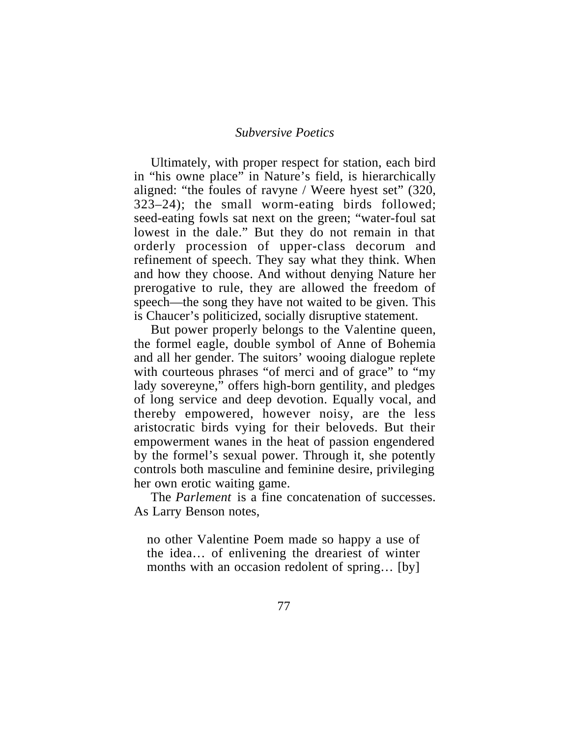Ultimately, with proper respect for station, each bird in "his owne place" in Nature's field, is hierarchically aligned: "the foules of ravyne / Weere hyest set" (320, 323–24); the small worm-eating birds followed; seed-eating fowls sat next on the green; "water-foul sat lowest in the dale." But they do not remain in that orderly procession of upper-class decorum and refinement of speech. They say what they think. When and how they choose. And without denying Nature her prerogative to rule, they are allowed the freedom of speech—the song they have not waited to be given. This is Chaucer's politicized, socially disruptive statement.

But power properly belongs to the Valentine queen, the formel eagle, double symbol of Anne of Bohemia and all her gender. The suitors' wooing dialogue replete with courteous phrases "of merci and of grace" to "my lady sovereyne," offers high-born gentility, and pledges of long service and deep devotion. Equally vocal, and thereby empowered, however noisy, are the less aristocratic birds vying for their beloveds. But their empowerment wanes in the heat of passion engendered by the formel's sexual power. Through it, she potently controls both masculine and feminine desire, privileging her own erotic waiting game.

The *Parlement* is a fine concatenation of successes. As Larry Benson notes,

> no other Valentine Poem made so happy a use of the idea… of enlivening the dreariest of winter months with an occasion redolent of spring… [by]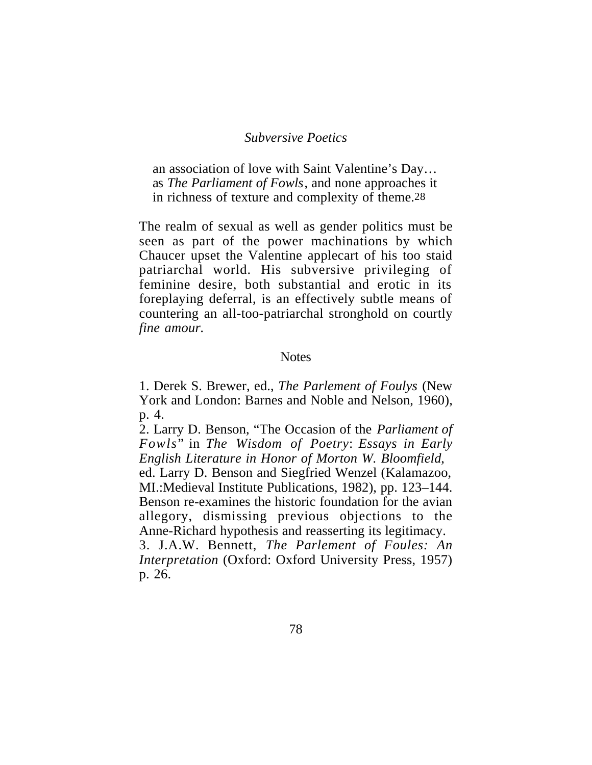> an association of love with Saint Valentine's Day…
> as *The Parliament of Fowls*, and none approaches it
> in richness of texture and complexity of theme.[28]

The realm of sexual as well as gender politics must be seen as part of the power machinations by which Chaucer upset the Valentine applecart of his too staid patriarchal world. His subversive privileging of feminine desire, both substantial and erotic in its foreplaying deferral, is an effectively subtle means of countering an all-too-patriarchal stronghold on courtly *fine amour.*

## Notes

1. Derek S. Brewer, ed., *The Parlement of Foulys* (New York and London: Barnes and Noble and Nelson, 1960), p. 4.
2. Larry D. Benson, "The Occasion of the *Parliament of Fowls*" in *The Wisdom of Poetry*: *Essays in Early English Literature in Honor of Morton W. Bloomfield*, ed. Larry D. Benson and Siegfried Wenzel (Kalamazoo, MI.:Medieval Institute Publications, 1982), pp. 123–144. Benson re-examines the historic foundation for the avian allegory, dismissing previous objections to the Anne-Richard hypothesis and reasserting its legitimacy.
3. J.A.W. Bennett, *The Parlement of Foules: An Interpretation* (Oxford: Oxford University Press, 1957) p. 26.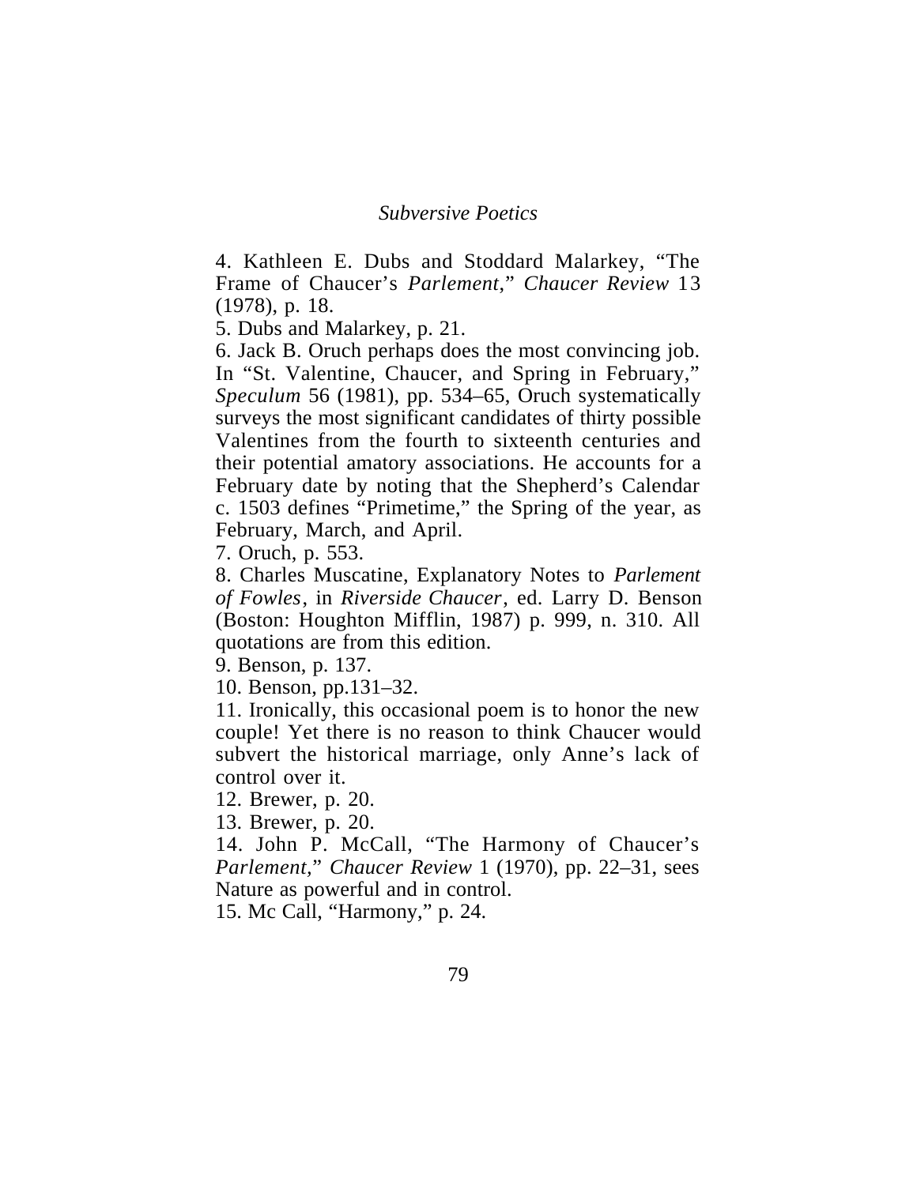4. Kathleen E. Dubs and Stoddard Malarkey, "The Frame of Chaucer's *Parlement*," *Chaucer Review* 13 (1978), p. 18.

5. Dubs and Malarkey, p. 21.

6. Jack B. Oruch perhaps does the most convincing job. In "St. Valentine, Chaucer, and Spring in February," *Speculum* 56 (1981), pp. 534–65, Oruch systematically surveys the most significant candidates of thirty possible Valentines from the fourth to sixteenth centuries and their potential amatory associations. He accounts for a February date by noting that the Shepherd's Calendar c. 1503 defines "Primetime," the Spring of the year, as February, March, and April.

7. Oruch, p. 553.

8. Charles Muscatine, Explanatory Notes to *Parlement of Fowles*, in *Riverside Chaucer*, ed. Larry D. Benson (Boston: Houghton Mifflin, 1987) p. 999, n. 310. All quotations are from this edition.

9. Benson, p. 137.

10. Benson, pp.131–32.

11. Ironically, this occasional poem is to honor the new couple! Yet there is no reason to think Chaucer would subvert the historical marriage, only Anne's lack of control over it.

12. Brewer, p. 20.

13. Brewer, p. 20.

14. John P. McCall, "The Harmony of Chaucer's *Parlement*," *Chaucer Review* 1 (1970), pp. 22–31, sees Nature as powerful and in control.

15. Mc Call, "Harmony," p. 24.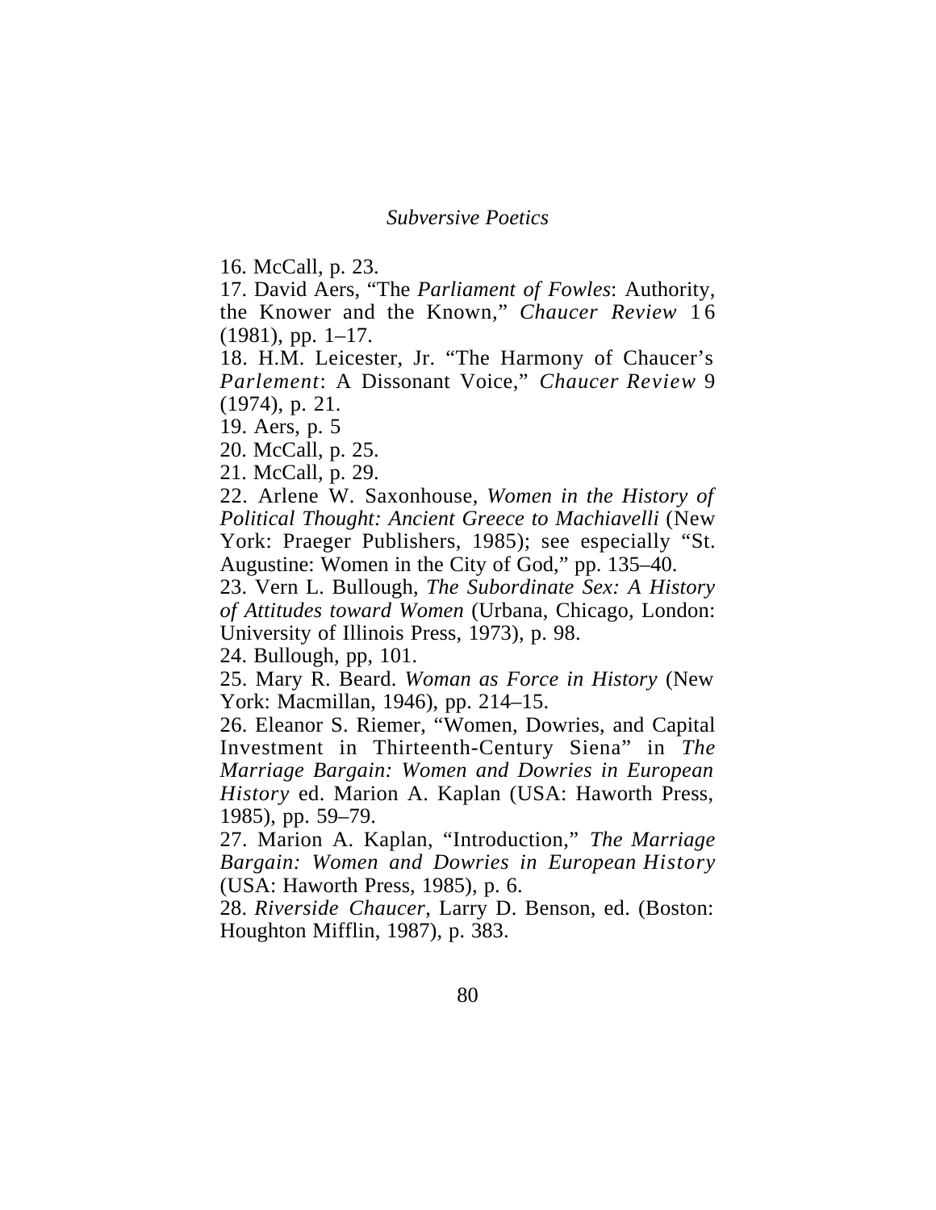16. McCall, p. 23.

17. David Aers, “The *Parliament of Fowles*: Authority, the Knower and the Known,” *Chaucer Review* 16 (1981), pp. 1–17.

18. H.M. Leicester, Jr. “The Harmony of Chaucer’s *Parlement*: A Dissonant Voice,” *Chaucer Review* 9 (1974), p. 21.

19. Aers, p. 5

20. McCall, p. 25.

21. McCall, p. 29.

22. Arlene W. Saxonhouse, *Women in the History of Political Thought: Ancient Greece to Machiavelli* (New York: Praeger Publishers, 1985); see especially “St. Augustine: Women in the City of God,” pp. 135–40.

23. Vern L. Bullough, *The Subordinate Sex: A History of Attitudes toward Women* (Urbana, Chicago, London: University of Illinois Press, 1973), p. 98.

24. Bullough, pp, 101.

25. Mary R. Beard. *Woman as Force in History* (New York: Macmillan, 1946), pp. 214–15.

26. Eleanor S. Riemer, “Women, Dowries, and Capital Investment in Thirteenth-Century Siena” in *The Marriage Bargain: Women and Dowries in European History* ed. Marion A. Kaplan (USA: Haworth Press, 1985), pp. 59–79.

27. Marion A. Kaplan, “Introduction,” *The Marriage Bargain: Women and Dowries in European History* (USA: Haworth Press, 1985), p. 6.

28. *Riverside Chaucer*, Larry D. Benson, ed. (Boston: Houghton Mifflin, 1987), p. 383.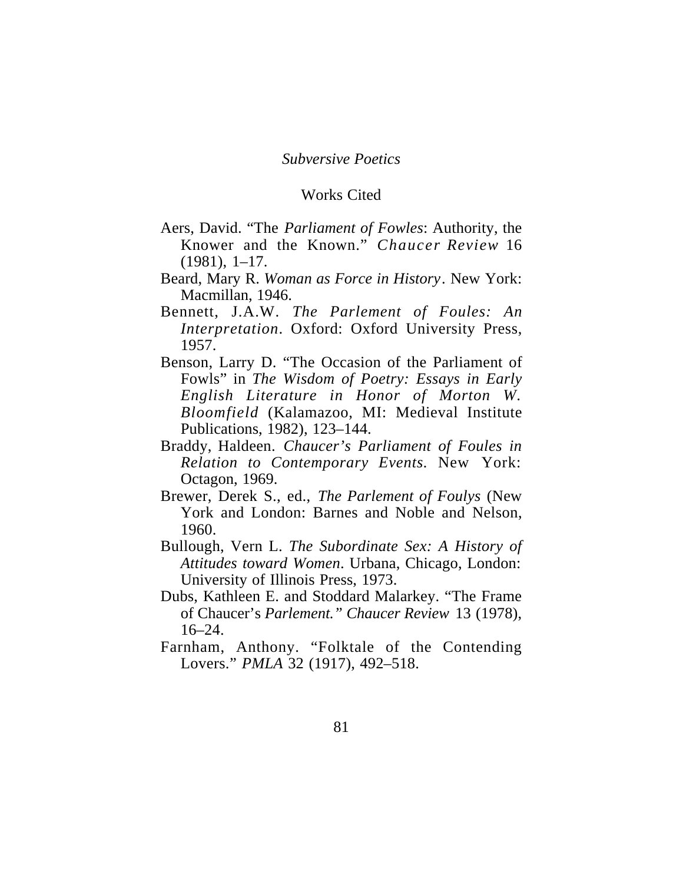## Works Cited

Aers, David. “The *Parliament of Fowles*: Authority, the Knower and the Known.” *Chaucer Review* 16 (1981), 1–17.

Beard, Mary R. *Woman as Force in History*. New York: Macmillan, 1946.

Bennett, J.A.W. *The Parlement of Foules: An Interpretation*. Oxford: Oxford University Press, 1957.

Benson, Larry D. “The Occasion of the Parliament of Fowls” in *The Wisdom of Poetry: Essays in Early English Literature in Honor of Morton W. Bloomfield* (Kalamazoo, MI: Medieval Institute Publications, 1982), 123–144.

Braddy, Haldeen. *Chaucer’s Parliament of Foules in Relation to Contemporary Events.* New York: Octagon, 1969.

Brewer, Derek S., ed., *The Parlement of Foulys* (New York and London: Barnes and Noble and Nelson, 1960.

Bullough, Vern L. *The Subordinate Sex: A History of Attitudes toward Women*. Urbana, Chicago, London: University of Illinois Press, 1973.

Dubs, Kathleen E. and Stoddard Malarkey. “The Frame of Chaucer’s *Parlement.” Chaucer Review* 13 (1978), 16–24.

Farnham, Anthony. “Folktale of the Contending Lovers.” *PMLA* 32 (1917), 492–518.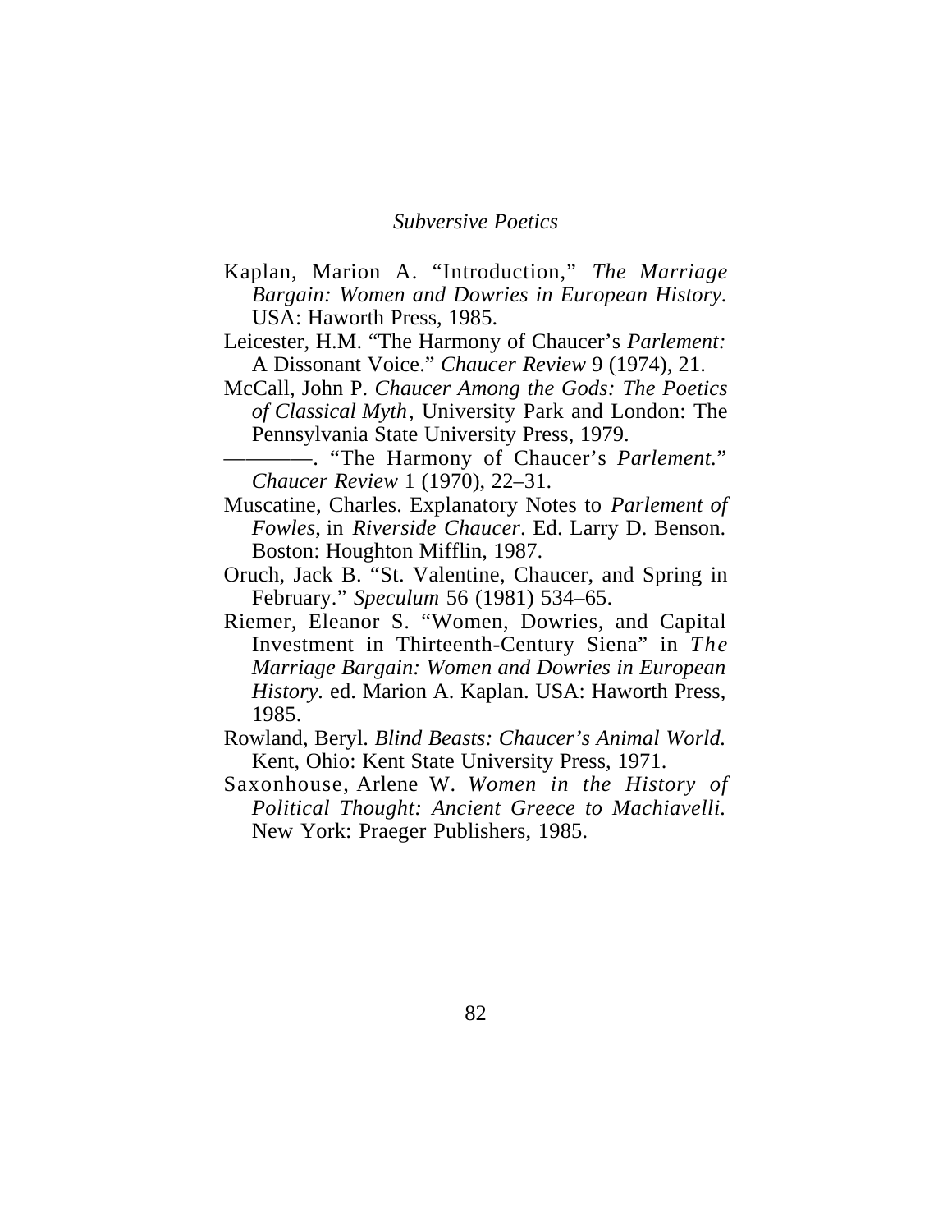Kaplan, Marion A. "Introduction," *The Marriage Bargain: Women and Dowries in European History.* USA: Haworth Press, 1985.

Leicester, H.M. "The Harmony of Chaucer's *Parlement:* A Dissonant Voice." *Chaucer Review* 9 (1974), 21.

McCall, John P. *Chaucer Among the Gods: The Poetics of Classical Myth*, University Park and London: The Pennsylvania State University Press, 1979.

————. "The Harmony of Chaucer's *Parlement.*" *Chaucer Review* 1 (1970), 22–31.

Muscatine, Charles. Explanatory Notes to *Parlement of Fowles*, in *Riverside Chaucer*. Ed. Larry D. Benson. Boston: Houghton Mifflin, 1987.

Oruch, Jack B. "St. Valentine, Chaucer, and Spring in February." *Speculum* 56 (1981) 534–65.

Riemer, Eleanor S. "Women, Dowries, and Capital Investment in Thirteenth-Century Siena" in *The Marriage Bargain: Women and Dowries in European History.* ed. Marion A. Kaplan. USA: Haworth Press, 1985.

Rowland, Beryl. *Blind Beasts: Chaucer's Animal World.* Kent, Ohio: Kent State University Press, 1971.

Saxonhouse, Arlene W. *Women in the History of Political Thought: Ancient Greece to Machiavelli.* New York: Praeger Publishers, 1985.